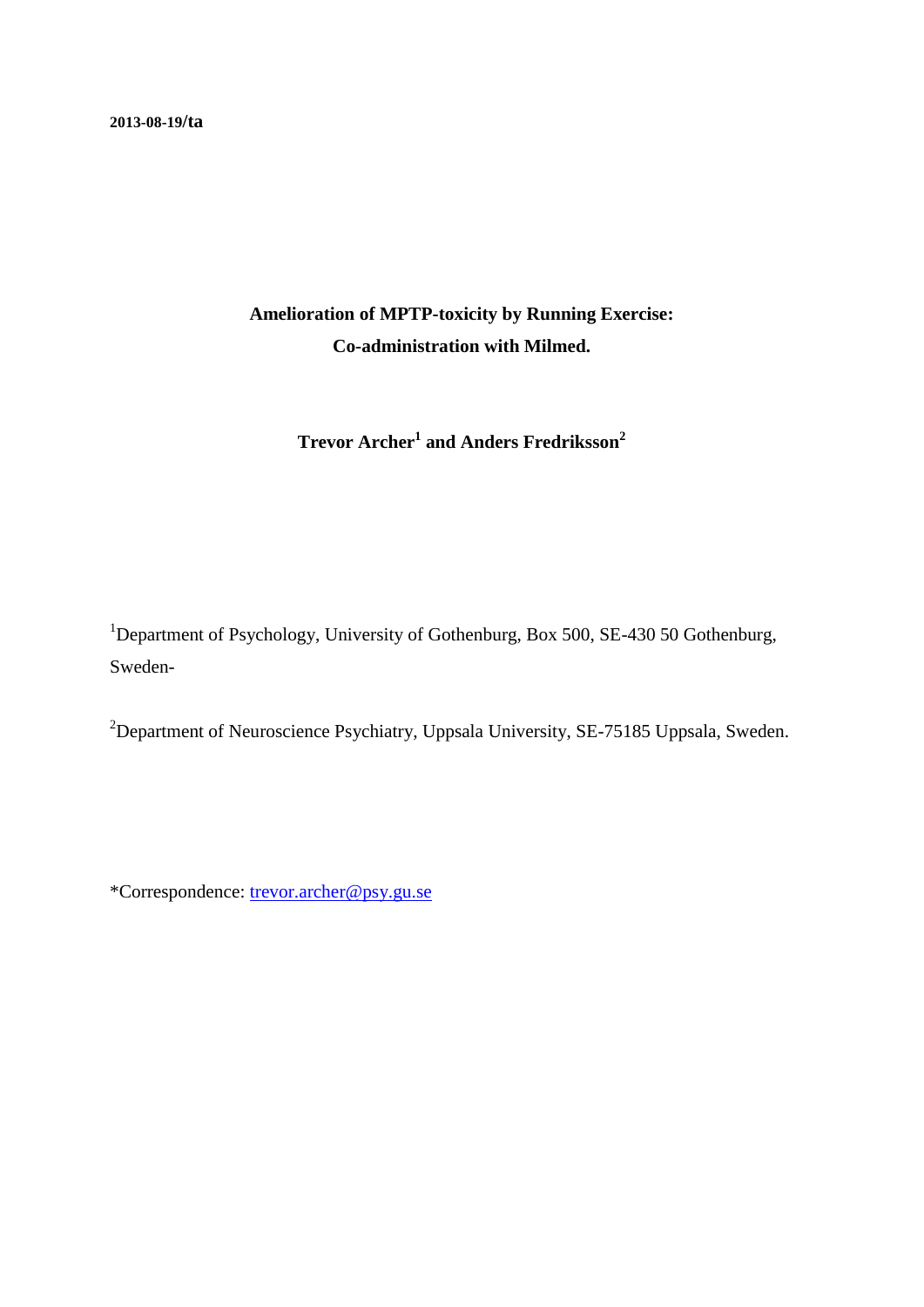**2013-08-19/ta**

# Amelioration of MPTP-toxicity by Running Exercise: Co-administration with Milmed.

**Trevor Archer[1] and Anders Fredriksson[2]**

[1]Department of Psychology, University of Gothenburg, Box 500, SE-430 50 Gothenburg, Sweden-

[2]Department of Neuroscience Psychiatry, Uppsala University, SE-75185 Uppsala, Sweden.

*Correspondence: trevor.archer@psy.gu.se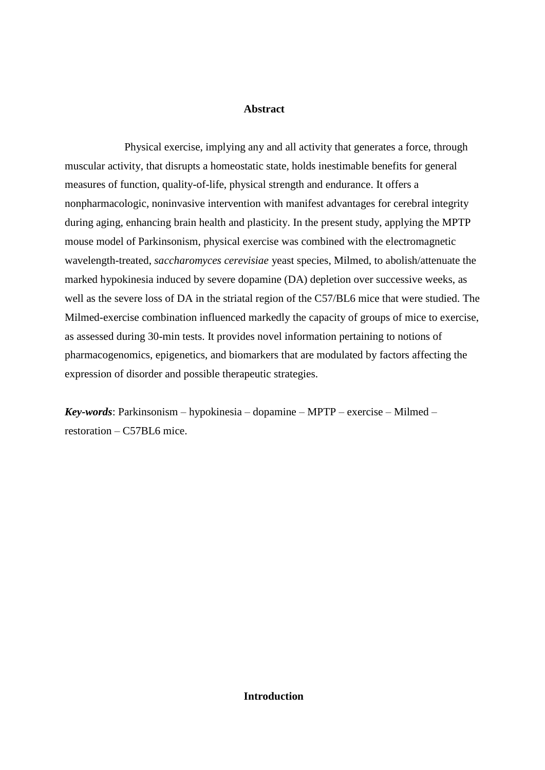## Abstract

Physical exercise, implying any and all activity that generates a force, through muscular activity, that disrupts a homeostatic state, holds inestimable benefits for general measures of function, quality-of-life, physical strength and endurance. It offers a nonpharmacologic, noninvasive intervention with manifest advantages for cerebral integrity during aging, enhancing brain health and plasticity. In the present study, applying the MPTP mouse model of Parkinsonism, physical exercise was combined with the electromagnetic wavelength-treated, *saccharomyces cerevisiae* yeast species, Milmed, to abolish/attenuate the marked hypokinesia induced by severe dopamine (DA) depletion over successive weeks, as well as the severe loss of DA in the striatal region of the C57/BL6 mice that were studied. The Milmed-exercise combination influenced markedly the capacity of groups of mice to exercise, as assessed during 30-min tests. It provides novel information pertaining to notions of pharmacogenomics, epigenetics, and biomarkers that are modulated by factors affecting the expression of disorder and possible therapeutic strategies.

***Key-words***: Parkinsonism – hypokinesia – dopamine – MPTP – exercise – Milmed – restoration – C57BL6 mice.

## Introduction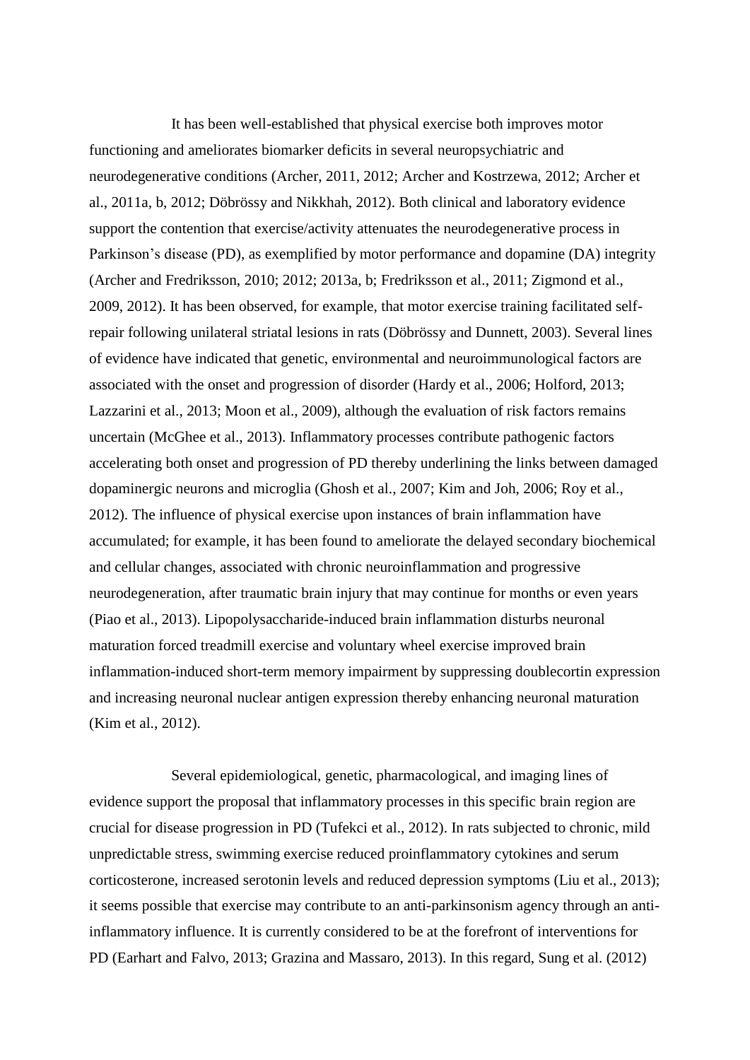It has been well-established that physical exercise both improves motor functioning and ameliorates biomarker deficits in several neuropsychiatric and neurodegenerative conditions (Archer, 2011, 2012; Archer and Kostrzewa, 2012; Archer et al., 2011a, b, 2012; Döbrössy and Nikkhah, 2012). Both clinical and laboratory evidence support the contention that exercise/activity attenuates the neurodegenerative process in Parkinson's disease (PD), as exemplified by motor performance and dopamine (DA) integrity (Archer and Fredriksson, 2010; 2012; 2013a, b; Fredriksson et al., 2011; Zigmond et al., 2009, 2012). It has been observed, for example, that motor exercise training facilitated self-repair following unilateral striatal lesions in rats (Döbrössy and Dunnett, 2003). Several lines of evidence have indicated that genetic, environmental and neuroimmunological factors are associated with the onset and progression of disorder (Hardy et al., 2006; Holford, 2013; Lazzarini et al., 2013; Moon et al., 2009), although the evaluation of risk factors remains uncertain (McGhee et al., 2013). Inflammatory processes contribute pathogenic factors accelerating both onset and progression of PD thereby underlining the links between damaged dopaminergic neurons and microglia (Ghosh et al., 2007; Kim and Joh, 2006; Roy et al., 2012). The influence of physical exercise upon instances of brain inflammation have accumulated; for example, it has been found to ameliorate the delayed secondary biochemical and cellular changes, associated with chronic neuroinflammation and progressive neurodegeneration, after traumatic brain injury that may continue for months or even years (Piao et al., 2013). Lipopolysaccharide-induced brain inflammation disturbs neuronal maturation forced treadmill exercise and voluntary wheel exercise improved brain inflammation-induced short-term memory impairment by suppressing doublecortin expression and increasing neuronal nuclear antigen expression thereby enhancing neuronal maturation (Kim et al., 2012).

Several epidemiological, genetic, pharmacological, and imaging lines of evidence support the proposal that inflammatory processes in this specific brain region are crucial for disease progression in PD (Tufekci et al., 2012). In rats subjected to chronic, mild unpredictable stress, swimming exercise reduced proinflammatory cytokines and serum corticosterone, increased serotonin levels and reduced depression symptoms (Liu et al., 2013); it seems possible that exercise may contribute to an anti-parkinsonism agency through an anti-inflammatory influence. It is currently considered to be at the forefront of interventions for PD (Earhart and Falvo, 2013; Grazina and Massaro, 2013). In this regard, Sung et al. (2012)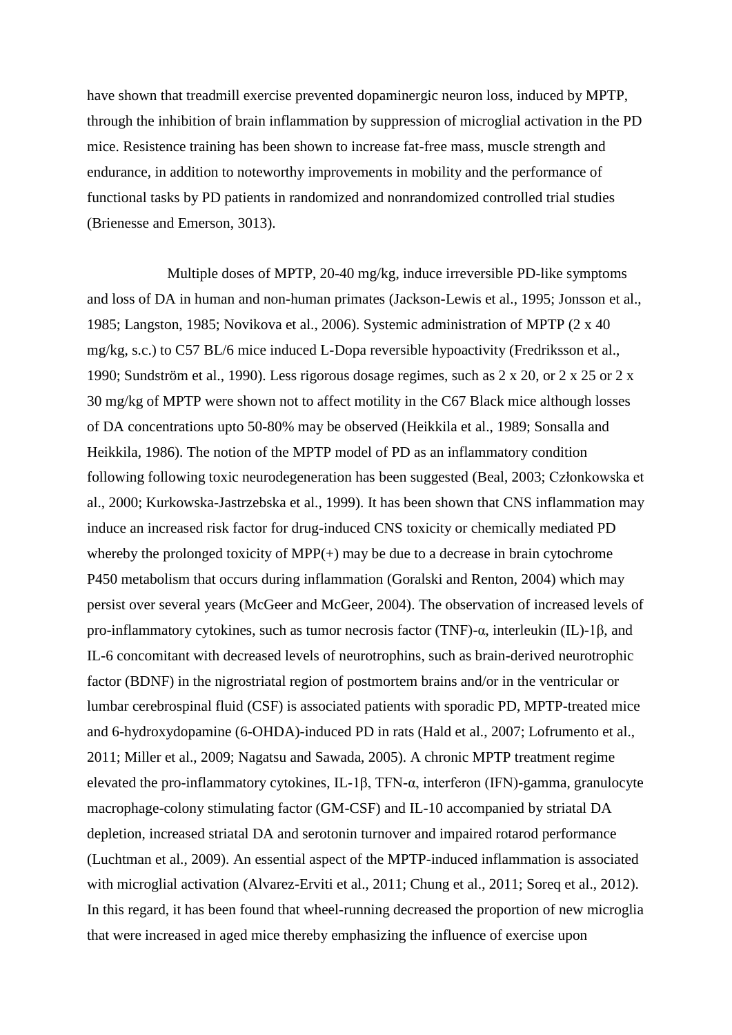have shown that treadmill exercise prevented dopaminergic neuron loss, induced by MPTP, through the inhibition of brain inflammation by suppression of microglial activation in the PD mice. Resistence training has been shown to increase fat-free mass, muscle strength and endurance, in addition to noteworthy improvements in mobility and the performance of functional tasks by PD patients in randomized and nonrandomized controlled trial studies (Brienesse and Emerson, 3013).

Multiple doses of MPTP, 20-40 mg/kg, induce irreversible PD-like symptoms and loss of DA in human and non-human primates (Jackson-Lewis et al., 1995; Jonsson et al., 1985; Langston, 1985; Novikova et al., 2006). Systemic administration of MPTP (2 x 40 mg/kg, s.c.) to C57 BL/6 mice induced L-Dopa reversible hypoactivity (Fredriksson et al., 1990; Sundström et al., 1990). Less rigorous dosage regimes, such as 2 x 20, or 2 x 25 or 2 x 30 mg/kg of MPTP were shown not to affect motility in the C67 Black mice although losses of DA concentrations upto 50-80% may be observed (Heikkila et al., 1989; Sonsalla and Heikkila, 1986). The notion of the MPTP model of PD as an inflammatory condition following following toxic neurodegeneration has been suggested (Beal, 2003; Członkowska et al., 2000; Kurkowska-Jastrzebska et al., 1999). It has been shown that CNS inflammation may induce an increased risk factor for drug-induced CNS toxicity or chemically mediated PD whereby the prolonged toxicity of MPP(+) may be due to a decrease in brain cytochrome P450 metabolism that occurs during inflammation (Goralski and Renton, 2004) which may persist over several years (McGeer and McGeer, 2004). The observation of increased levels of pro-inflammatory cytokines, such as tumor necrosis factor (TNF)-α, interleukin (IL)-1β, and IL-6 concomitant with decreased levels of neurotrophins, such as brain-derived neurotrophic factor (BDNF) in the nigrostriatal region of postmortem brains and/or in the ventricular or lumbar cerebrospinal fluid (CSF) is associated patients with sporadic PD, MPTP-treated mice and 6-hydroxydopamine (6-OHDA)-induced PD in rats (Hald et al., 2007; Lofrumento et al., 2011; Miller et al., 2009; Nagatsu and Sawada, 2005). A chronic MPTP treatment regime elevated the pro-inflammatory cytokines, IL-1β, TFN-α, interferon (IFN)-gamma, granulocyte macrophage-colony stimulating factor (GM-CSF) and IL-10 accompanied by striatal DA depletion, increased striatal DA and serotonin turnover and impaired rotarod performance (Luchtman et al., 2009). An essential aspect of the MPTP-induced inflammation is associated with microglial activation (Alvarez-Erviti et al., 2011; Chung et al., 2011; Soreq et al., 2012). In this regard, it has been found that wheel-running decreased the proportion of new microglia that were increased in aged mice thereby emphasizing the influence of exercise upon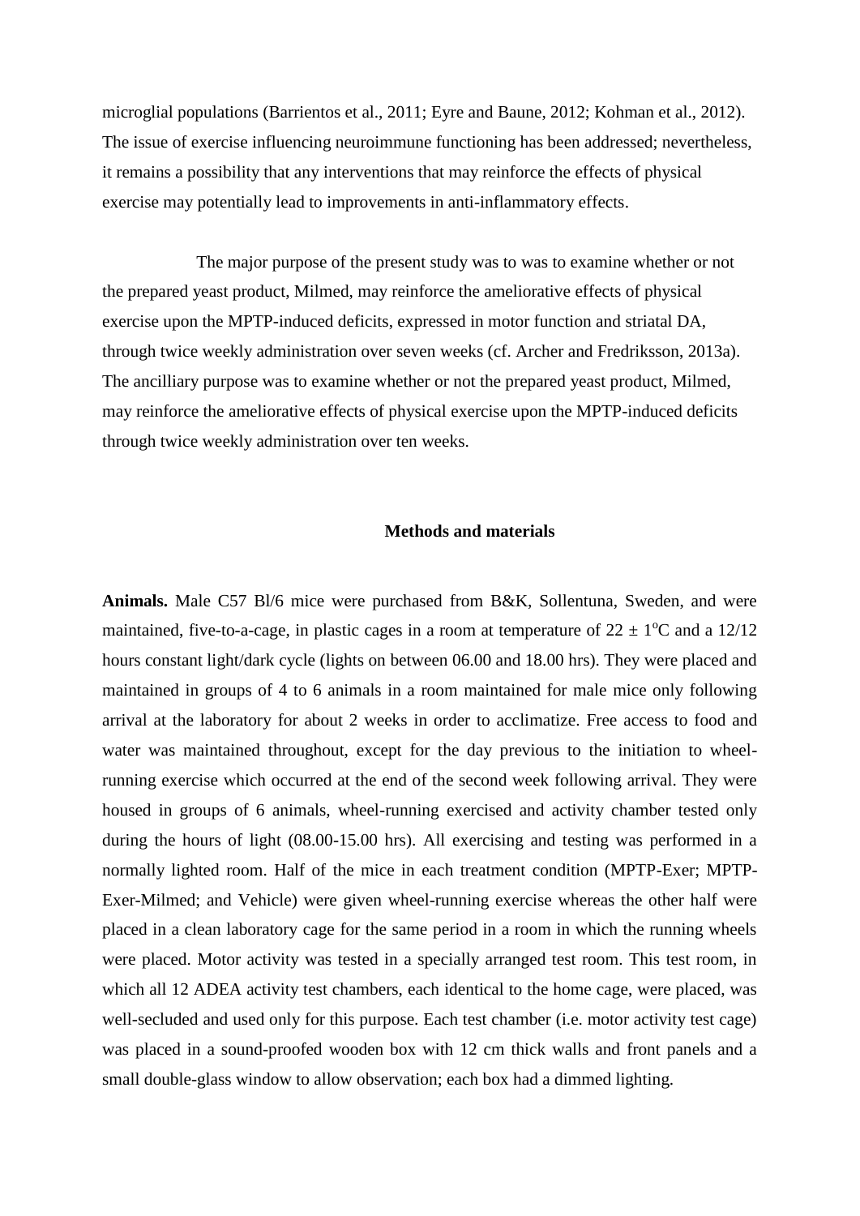microglial populations (Barrientos et al., 2011; Eyre and Baune, 2012; Kohman et al., 2012). The issue of exercise influencing neuroimmune functioning has been addressed; nevertheless, it remains a possibility that any interventions that may reinforce the effects of physical exercise may potentially lead to improvements in anti-inflammatory effects.

The major purpose of the present study was to was to examine whether or not the prepared yeast product, Milmed, may reinforce the ameliorative effects of physical exercise upon the MPTP-induced deficits, expressed in motor function and striatal DA, through twice weekly administration over seven weeks (cf. Archer and Fredriksson, 2013a). The ancilliary purpose was to examine whether or not the prepared yeast product, Milmed, may reinforce the ameliorative effects of physical exercise upon the MPTP-induced deficits through twice weekly administration over ten weeks.

## Methods and materials

**Animals.** Male C57 Bl/6 mice were purchased from B&K, Sollentuna, Sweden, and were maintained, five-to-a-cage, in plastic cages in a room at temperature of $22 \pm 1^{o}$C and a 12/12 hours constant light/dark cycle (lights on between 06.00 and 18.00 hrs). They were placed and maintained in groups of 4 to 6 animals in a room maintained for male mice only following arrival at the laboratory for about 2 weeks in order to acclimatize. Free access to food and water was maintained throughout, except for the day previous to the initiation to wheel-running exercise which occurred at the end of the second week following arrival. They were housed in groups of 6 animals, wheel-running exercised and activity chamber tested only during the hours of light (08.00-15.00 hrs). All exercising and testing was performed in a normally lighted room. Half of the mice in each treatment condition (MPTP-Exer; MPTP-Exer-Milmed; and Vehicle) were given wheel-running exercise whereas the other half were placed in a clean laboratory cage for the same period in a room in which the running wheels were placed. Motor activity was tested in a specially arranged test room. This test room, in which all 12 ADEA activity test chambers, each identical to the home cage, were placed, was well-secluded and used only for this purpose. Each test chamber (i.e. motor activity test cage) was placed in a sound-proofed wooden box with 12 cm thick walls and front panels and a small double-glass window to allow observation; each box had a dimmed lighting.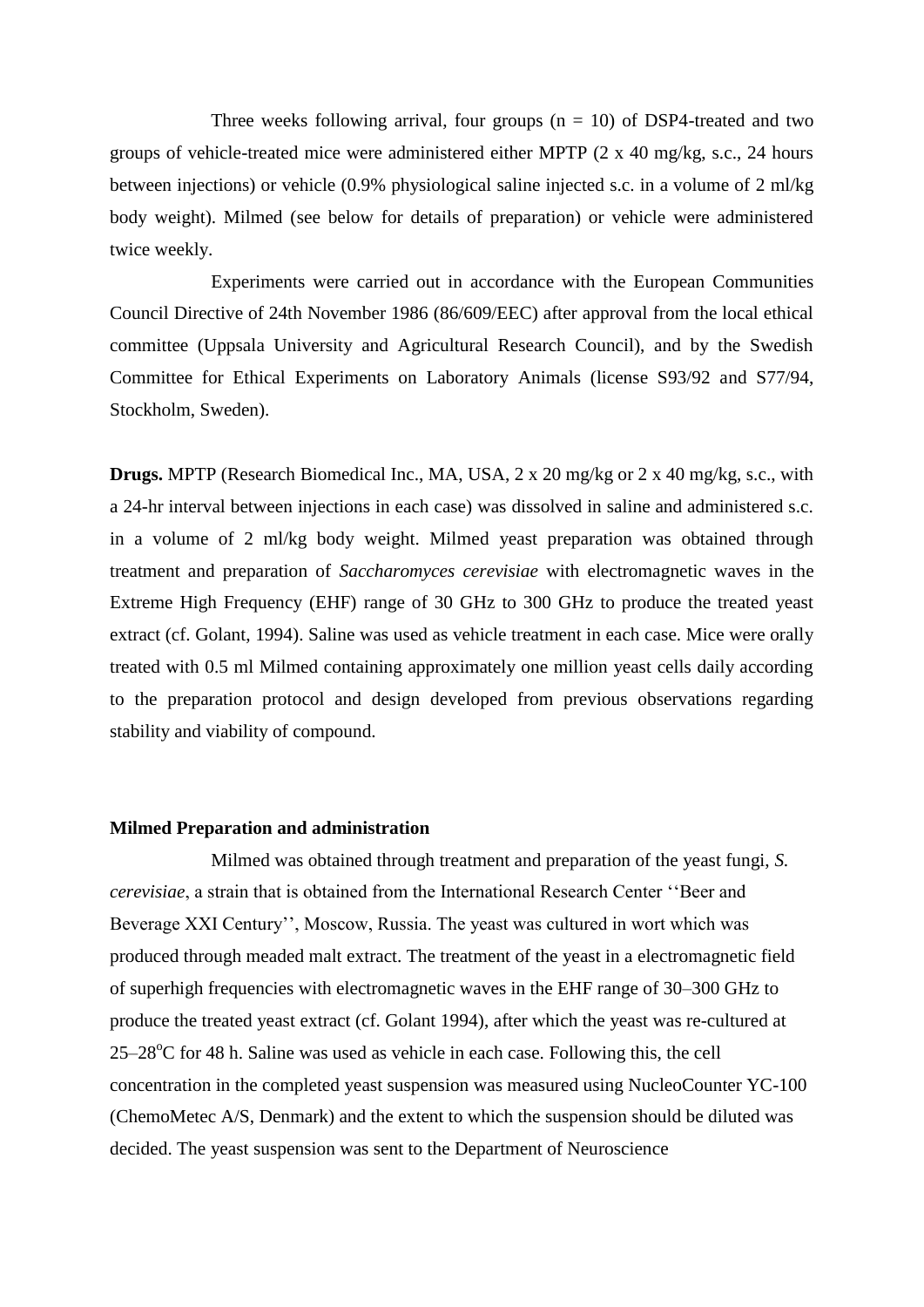Three weeks following arrival, four groups ($n = 10$) of DSP4-treated and two groups of vehicle-treated mice were administered either MPTP (2 x 40 mg/kg, s.c., 24 hours between injections) or vehicle (0.9% physiological saline injected s.c. in a volume of 2 ml/kg body weight). Milmed (see below for details of preparation) or vehicle were administered twice weekly.

Experiments were carried out in accordance with the European Communities Council Directive of 24th November 1986 (86/609/EEC) after approval from the local ethical committee (Uppsala University and Agricultural Research Council), and by the Swedish Committee for Ethical Experiments on Laboratory Animals (license S93/92 and S77/94, Stockholm, Sweden).

**Drugs.** MPTP (Research Biomedical Inc., MA, USA, 2 x 20 mg/kg or 2 x 40 mg/kg, s.c., with a 24-hr interval between injections in each case) was dissolved in saline and administered s.c. in a volume of 2 ml/kg body weight. Milmed yeast preparation was obtained through treatment and preparation of *Saccharomyces cerevisiae* with electromagnetic waves in the Extreme High Frequency (EHF) range of 30 GHz to 300 GHz to produce the treated yeast extract (cf. Golant, 1994). Saline was used as vehicle treatment in each case. Mice were orally treated with 0.5 ml Milmed containing approximately one million yeast cells daily according to the preparation protocol and design developed from previous observations regarding stability and viability of compound.

**Milmed Preparation and administration**

Milmed was obtained through treatment and preparation of the yeast fungi, *S. cerevisiae*, a strain that is obtained from the International Research Center ''Beer and Beverage XXI Century'', Moscow, Russia. The yeast was cultured in wort which was produced through meaded malt extract. The treatment of the yeast in a electromagnetic field of superhigh frequencies with electromagnetic waves in the EHF range of 30–300 GHz to produce the treated yeast extract (cf. Golant 1994), after which the yeast was re-cultured at 25–28$^{o}$C for 48 h. Saline was used as vehicle in each case. Following this, the cell concentration in the completed yeast suspension was measured using NucleoCounter YC-100 (ChemoMetec A/S, Denmark) and the extent to which the suspension should be diluted was decided. The yeast suspension was sent to the Department of Neuroscience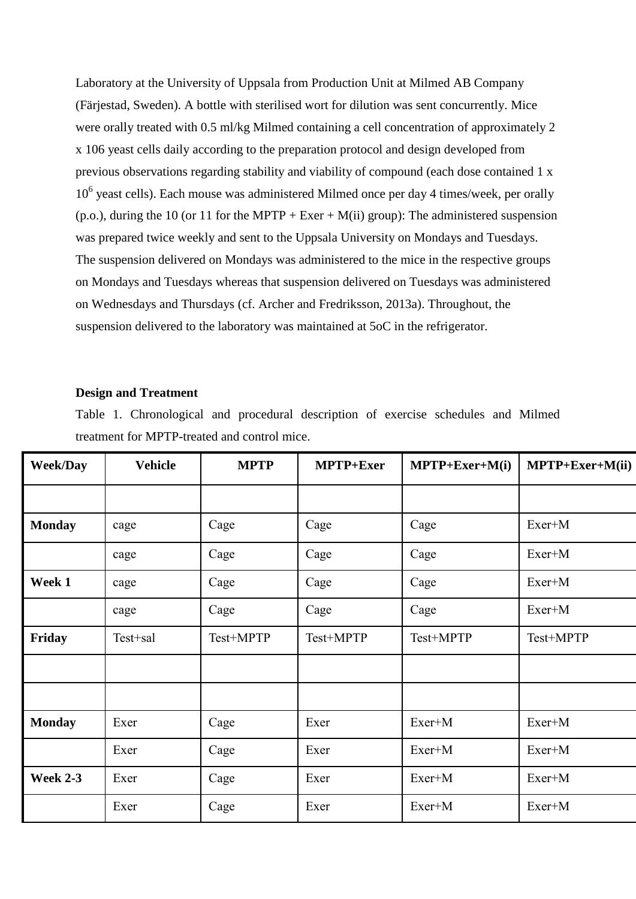Laboratory at the University of Uppsala from Production Unit at Milmed AB Company (Färjestad, Sweden). A bottle with sterilised wort for dilution was sent concurrently. Mice were orally treated with 0.5 ml/kg Milmed containing a cell concentration of approximately 2 x 106 yeast cells daily according to the preparation protocol and design developed from previous observations regarding stability and viability of compound (each dose contained 1 x $10^6$ yeast cells). Each mouse was administered Milmed once per day 4 times/week, per orally (p.o.), during the 10 (or 11 for the MPTP + Exer + M(ii) group): The administered suspension was prepared twice weekly and sent to the Uppsala University on Mondays and Tuesdays. The suspension delivered on Mondays was administered to the mice in the respective groups on Mondays and Tuesdays whereas that suspension delivered on Tuesdays was administered on Wednesdays and Thursdays (cf. Archer and Fredriksson, 2013a). Throughout, the suspension delivered to the laboratory was maintained at 5oC in the refrigerator.

**Design and Treatment**

Table 1. Chronological and procedural description of exercise schedules and Milmed treatment for MPTP-treated and control mice.

| Week/Day | Vehicle | MPTP | MPTP+Exer | MPTP+Exer+M(i) | MPTP+Exer+M(ii) |
|---|---|---|---|---|---|
| | | | | | |
| **Monday** | cage | Cage | Cage | Cage | Exer+M |
| | cage | Cage | Cage | Cage | Exer+M |
| **Week 1** | cage | Cage | Cage | Cage | Exer+M |
| | cage | Cage | Cage | Cage | Exer+M |
| **Friday** | Test+sal | Test+MPTP | Test+MPTP | Test+MPTP | Test+MPTP |
| | | | | | |
| | | | | | |
| **Monday** | Exer | Cage | Exer | Exer+M | Exer+M |
| | Exer | Cage | Exer | Exer+M | Exer+M |
| **Week 2-3** | Exer | Cage | Exer | Exer+M | Exer+M |
| | Exer | Cage | Exer | Exer+M | Exer+M |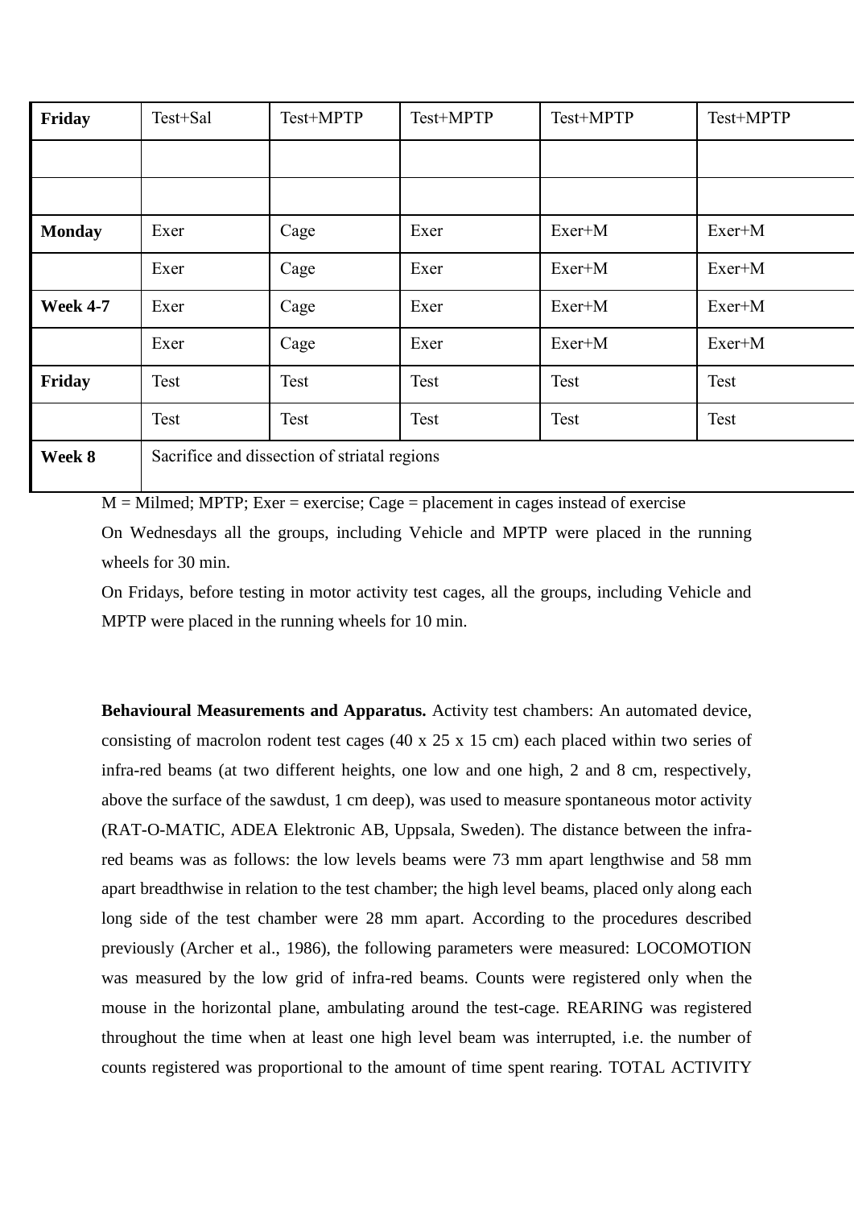| Friday | Test+Sal | Test+MPTP | Test+MPTP | Test+MPTP | Test+MPTP |
|---|---|---|---|---|---|
| | | | | | |
| | | | | | |
| **Monday** | Exer | Cage | Exer | Exer+M | Exer+M |
| | Exer | Cage | Exer | Exer+M | Exer+M |
| **Week 4-7** | Exer | Cage | Exer | Exer+M | Exer+M |
| | Exer | Cage | Exer | Exer+M | Exer+M |
| **Friday** | Test | Test | Test | Test | Test |
| | Test | Test | Test | Test | Test |
| **Week 8** | Sacrifice and dissection of striatal regions | | | | |

M = Milmed; MPTP; Exer = exercise; Cage = placement in cages instead of exercise

On Wednesdays all the groups, including Vehicle and MPTP were placed in the running wheels for 30 min.

On Fridays, before testing in motor activity test cages, all the groups, including Vehicle and MPTP were placed in the running wheels for 10 min.

**Behavioural Measurements and Apparatus.** Activity test chambers: An automated device, consisting of macrolon rodent test cages (40 x 25 x 15 cm) each placed within two series of infra-red beams (at two different heights, one low and one high, 2 and 8 cm, respectively, above the surface of the sawdust, 1 cm deep), was used to measure spontaneous motor activity (RAT-O-MATIC, ADEA Elektronic AB, Uppsala, Sweden). The distance between the infra-red beams was as follows: the low levels beams were 73 mm apart lengthwise and 58 mm apart breadthwise in relation to the test chamber; the high level beams, placed only along each long side of the test chamber were 28 mm apart. According to the procedures described previously (Archer et al., 1986), the following parameters were measured: LOCOMOTION was measured by the low grid of infra-red beams. Counts were registered only when the mouse in the horizontal plane, ambulating around the test-cage. REARING was registered throughout the time when at least one high level beam was interrupted, i.e. the number of counts registered was proportional to the amount of time spent rearing. TOTAL ACTIVITY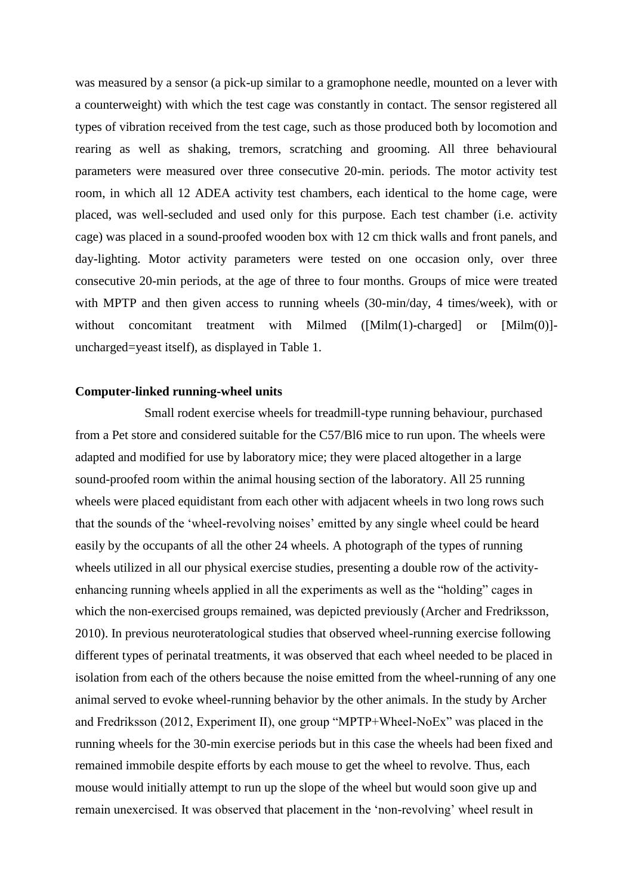was measured by a sensor (a pick-up similar to a gramophone needle, mounted on a lever with a counterweight) with which the test cage was constantly in contact. The sensor registered all types of vibration received from the test cage, such as those produced both by locomotion and rearing as well as shaking, tremors, scratching and grooming. All three behavioural parameters were measured over three consecutive 20-min. periods. The motor activity test room, in which all 12 ADEA activity test chambers, each identical to the home cage, were placed, was well-secluded and used only for this purpose. Each test chamber (i.e. activity cage) was placed in a sound-proofed wooden box with 12 cm thick walls and front panels, and day-lighting. Motor activity parameters were tested on one occasion only, over three consecutive 20-min periods, at the age of three to four months. Groups of mice were treated with MPTP and then given access to running wheels (30-min/day, 4 times/week), with or without concomitant treatment with Milmed ([Milm(1)-charged] or [Milm(0)]-uncharged=yeast itself), as displayed in Table 1.

## Computer-linked running-wheel units

Small rodent exercise wheels for treadmill-type running behaviour, purchased from a Pet store and considered suitable for the C57/Bl6 mice to run upon. The wheels were adapted and modified for use by laboratory mice; they were placed altogether in a large sound-proofed room within the animal housing section of the laboratory. All 25 running wheels were placed equidistant from each other with adjacent wheels in two long rows such that the sounds of the 'wheel-revolving noises' emitted by any single wheel could be heard easily by the occupants of all the other 24 wheels. A photograph of the types of running wheels utilized in all our physical exercise studies, presenting a double row of the activity-enhancing running wheels applied in all the experiments as well as the "holding" cages in which the non-exercised groups remained, was depicted previously (Archer and Fredriksson, 2010). In previous neuroteratological studies that observed wheel-running exercise following different types of perinatal treatments, it was observed that each wheel needed to be placed in isolation from each of the others because the noise emitted from the wheel-running of any one animal served to evoke wheel-running behavior by the other animals. In the study by Archer and Fredriksson (2012, Experiment II), one group "MPTP+Wheel-NoEx" was placed in the running wheels for the 30-min exercise periods but in this case the wheels had been fixed and remained immobile despite efforts by each mouse to get the wheel to revolve. Thus, each mouse would initially attempt to run up the slope of the wheel but would soon give up and remain unexercised. It was observed that placement in the 'non-revolving' wheel result in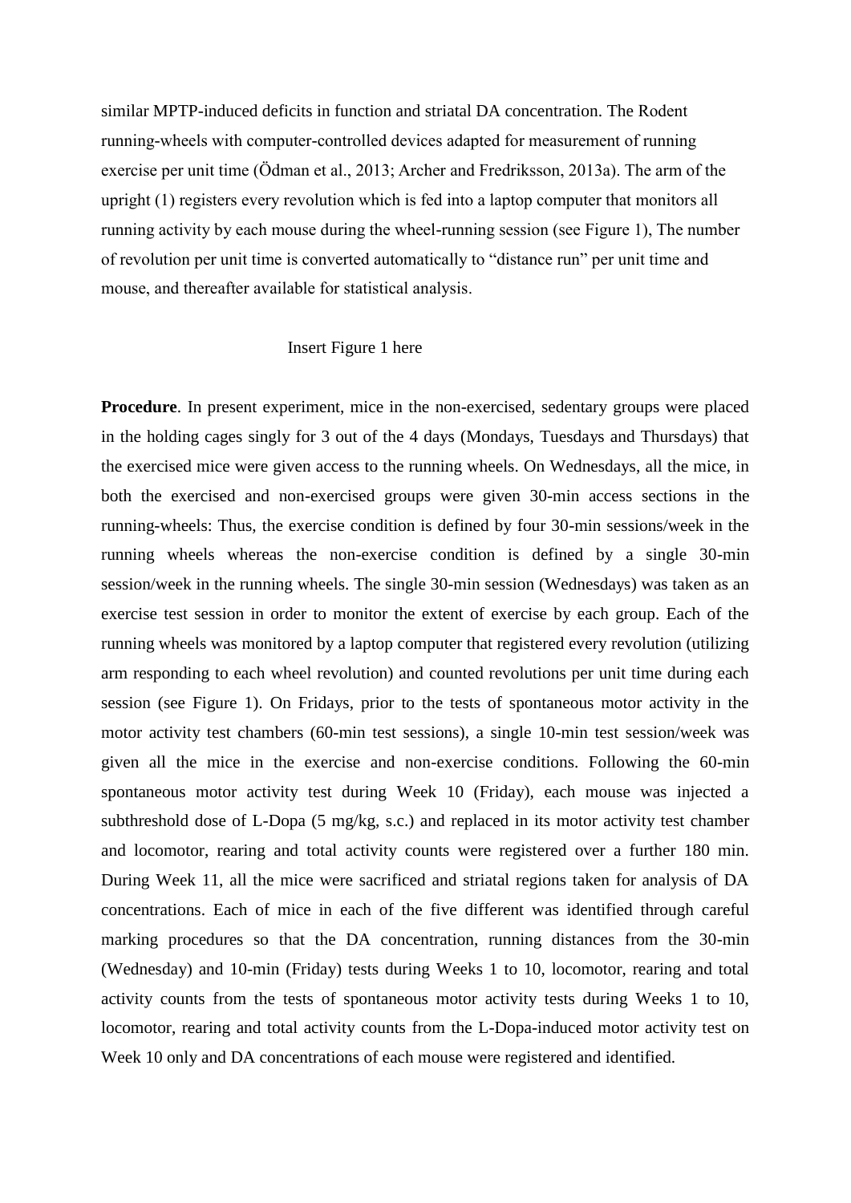similar MPTP-induced deficits in function and striatal DA concentration. The Rodent running-wheels with computer-controlled devices adapted for measurement of running exercise per unit time (Ödman et al., 2013; Archer and Fredriksson, 2013a). The arm of the upright (1) registers every revolution which is fed into a laptop computer that monitors all running activity by each mouse during the wheel-running session (see Figure 1), The number of revolution per unit time is converted automatically to "distance run" per unit time and mouse, and thereafter available for statistical analysis.

Insert Figure 1 here

**Procedure**. In present experiment, mice in the non-exercised, sedentary groups were placed in the holding cages singly for 3 out of the 4 days (Mondays, Tuesdays and Thursdays) that the exercised mice were given access to the running wheels. On Wednesdays, all the mice, in both the exercised and non-exercised groups were given 30-min access sections in the running-wheels: Thus, the exercise condition is defined by four 30-min sessions/week in the running wheels whereas the non-exercise condition is defined by a single 30-min session/week in the running wheels. The single 30-min session (Wednesdays) was taken as an exercise test session in order to monitor the extent of exercise by each group. Each of the running wheels was monitored by a laptop computer that registered every revolution (utilizing arm responding to each wheel revolution) and counted revolutions per unit time during each session (see Figure 1). On Fridays, prior to the tests of spontaneous motor activity in the motor activity test chambers (60-min test sessions), a single 10-min test session/week was given all the mice in the exercise and non-exercise conditions. Following the 60-min spontaneous motor activity test during Week 10 (Friday), each mouse was injected a subthreshold dose of L-Dopa (5 mg/kg, s.c.) and replaced in its motor activity test chamber and locomotor, rearing and total activity counts were registered over a further 180 min. During Week 11, all the mice were sacrificed and striatal regions taken for analysis of DA concentrations. Each of mice in each of the five different was identified through careful marking procedures so that the DA concentration, running distances from the 30-min (Wednesday) and 10-min (Friday) tests during Weeks 1 to 10, locomotor, rearing and total activity counts from the tests of spontaneous motor activity tests during Weeks 1 to 10, locomotor, rearing and total activity counts from the L-Dopa-induced motor activity test on Week 10 only and DA concentrations of each mouse were registered and identified.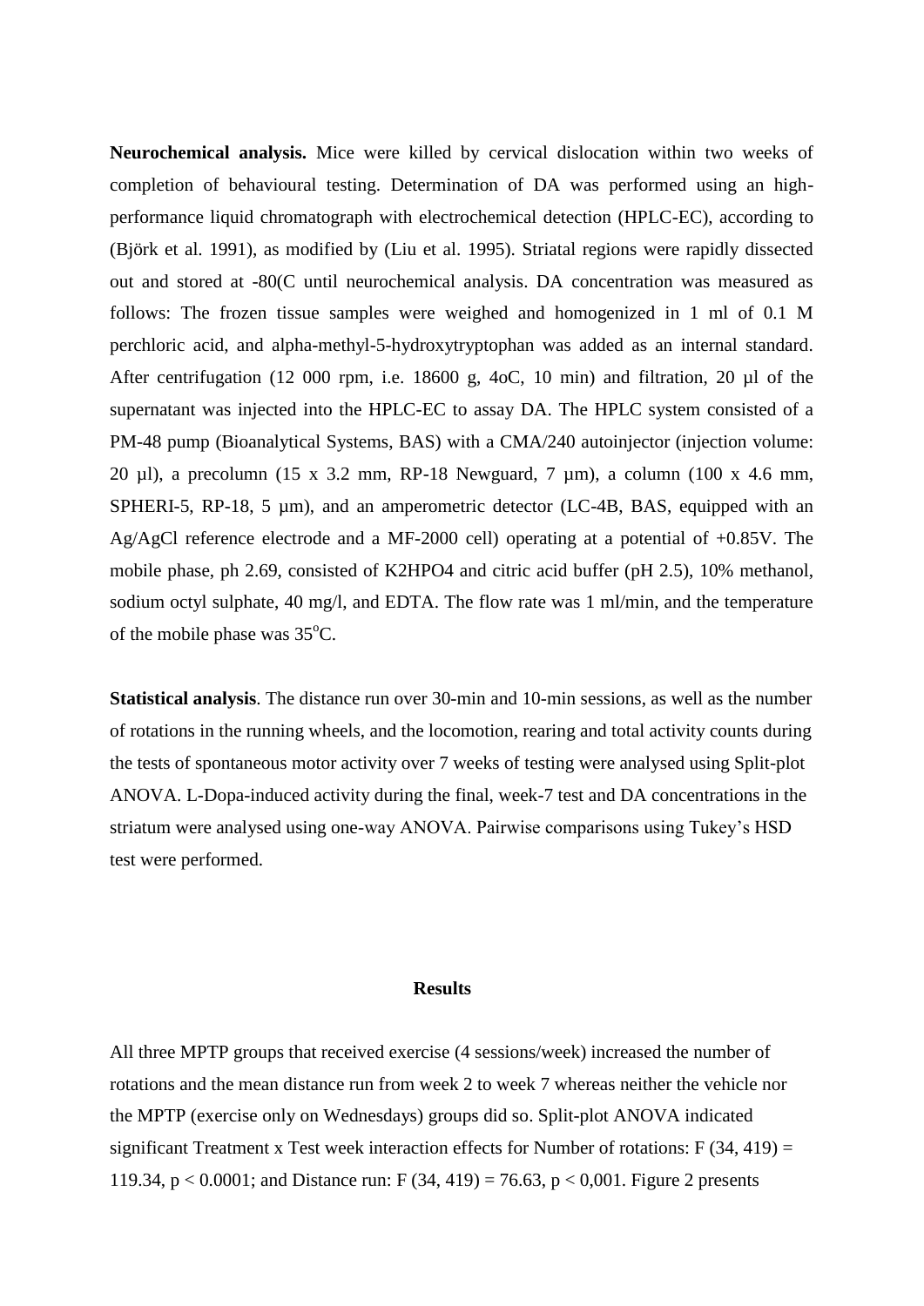**Neurochemical analysis.** Mice were killed by cervical dislocation within two weeks of completion of behavioural testing. Determination of DA was performed using an high-performance liquid chromatograph with electrochemical detection (HPLC-EC), according to (Björk et al. 1991), as modified by (Liu et al. 1995). Striatal regions were rapidly dissected out and stored at -80(C until neurochemical analysis. DA concentration was measured as follows: The frozen tissue samples were weighed and homogenized in 1 ml of 0.1 M perchloric acid, and alpha-methyl-5-hydroxytryptophan was added as an internal standard. After centrifugation (12 000 rpm, i.e. 18600 g, 4oC, 10 min) and filtration, 20 µl of the supernatant was injected into the HPLC-EC to assay DA. The HPLC system consisted of a PM-48 pump (Bioanalytical Systems, BAS) with a CMA/240 autoinjector (injection volume: 20 µl), a precolumn (15 x 3.2 mm, RP-18 Newguard, 7 µm), a column (100 x 4.6 mm, SPHERI-5, RP-18, 5 µm), and an amperometric detector (LC-4B, BAS, equipped with an Ag/AgCl reference electrode and a MF-2000 cell) operating at a potential of +0.85V. The mobile phase, ph 2.69, consisted of $K_2HPO_4$ and citric acid buffer (pH 2.5), 10% methanol, sodium octyl sulphate, 40 mg/l, and EDTA. The flow rate was 1 ml/min, and the temperature of the mobile phase was 35$^{o}$C.

**Statistical analysis**. The distance run over 30-min and 10-min sessions, as well as the number of rotations in the running wheels, and the locomotion, rearing and total activity counts during the tests of spontaneous motor activity over 7 weeks of testing were analysed using Split-plot ANOVA. L-Dopa-induced activity during the final, week-7 test and DA concentrations in the striatum were analysed using one-way ANOVA. Pairwise comparisons using Tukey's HSD test were performed.

## Results

All three MPTP groups that received exercise (4 sessions/week) increased the number of rotations and the mean distance run from week 2 to week 7 whereas neither the vehicle nor the MPTP (exercise only on Wednesdays) groups did so. Split-plot ANOVA indicated significant Treatment x Test week interaction effects for Number of rotations: $F (34, 419) = 119.34$, $p < 0.0001$; and Distance run: $F (34, 419) = 76.63$, $p < 0,001$. Figure 2 presents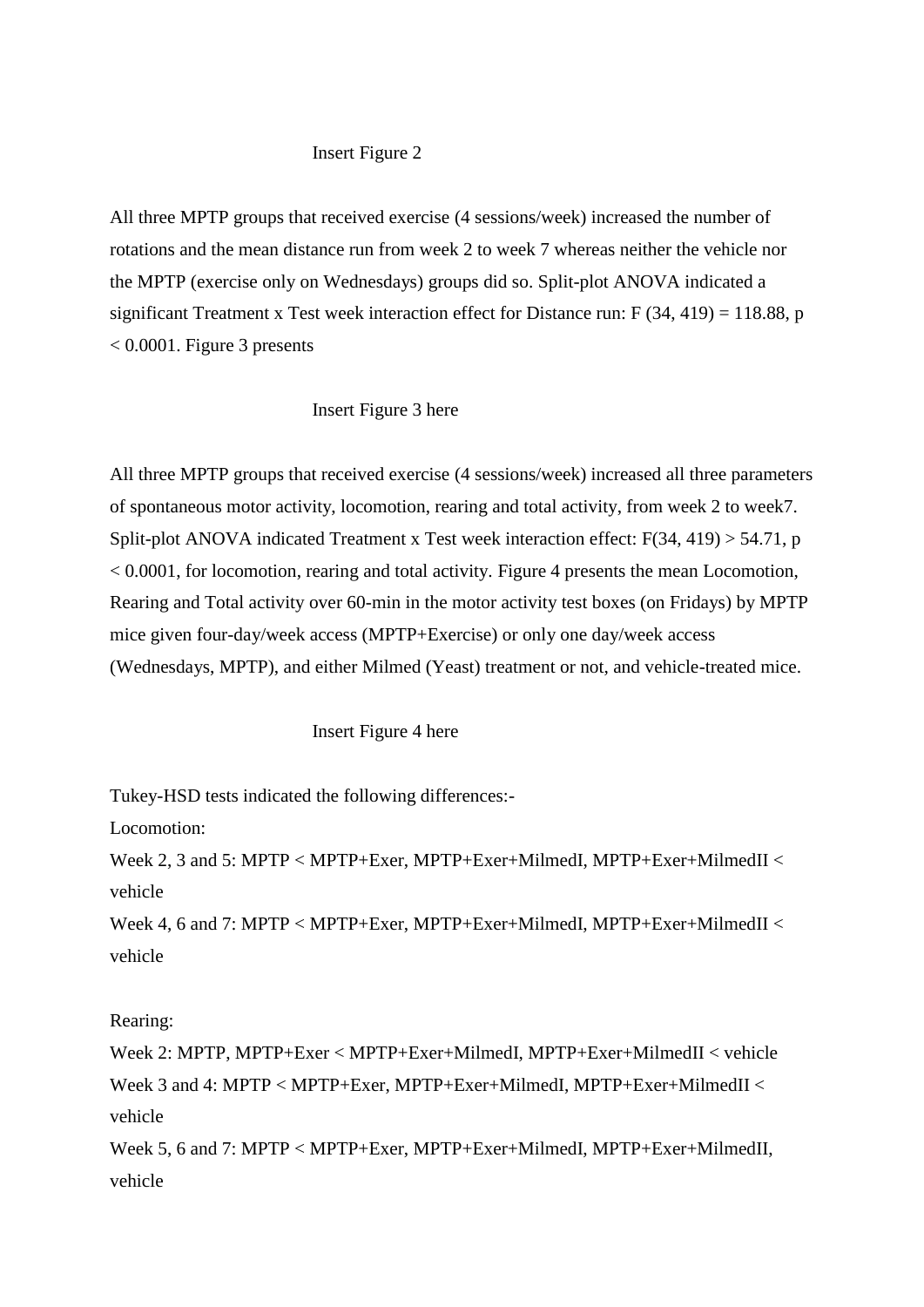Insert Figure 2

All three MPTP groups that received exercise (4 sessions/week) increased the number of rotations and the mean distance run from week 2 to week 7 whereas neither the vehicle nor the MPTP (exercise only on Wednesdays) groups did so. Split-plot ANOVA indicated a significant Treatment x Test week interaction effect for Distance run: $F (34, 419) = 118.88$, $p < 0.0001$. Figure 3 presents

Insert Figure 3 here

All three MPTP groups that received exercise (4 sessions/week) increased all three parameters of spontaneous motor activity, locomotion, rearing and total activity, from week 2 to week7. Split-plot ANOVA indicated Treatment x Test week interaction effect: $F(34, 419) > 54.71$, $p < 0.0001$, for locomotion, rearing and total activity. Figure 4 presents the mean Locomotion, Rearing and Total activity over 60-min in the motor activity test boxes (on Fridays) by MPTP mice given four-day/week access (MPTP+Exercise) or only one day/week access (Wednesdays, MPTP), and either Milmed (Yeast) treatment or not, and vehicle-treated mice.

Insert Figure 4 here

Tukey-HSD tests indicated the following differences:-

Locomotion:

Week 2, 3 and 5: MPTP < MPTP+Exer, MPTP+Exer+MilmedI, MPTP+Exer+MilmedII < vehicle

Week 4, 6 and 7: MPTP < MPTP+Exer, MPTP+Exer+MilmedI, MPTP+Exer+MilmedII < vehicle

Rearing:

Week 2: MPTP, MPTP+Exer < MPTP+Exer+MilmedI, MPTP+Exer+MilmedII < vehicle

Week 3 and 4: MPTP < MPTP+Exer, MPTP+Exer+MilmedI, MPTP+Exer+MilmedII < vehicle

Week 5, 6 and 7: MPTP < MPTP+Exer, MPTP+Exer+MilmedI, MPTP+Exer+MilmedII, vehicle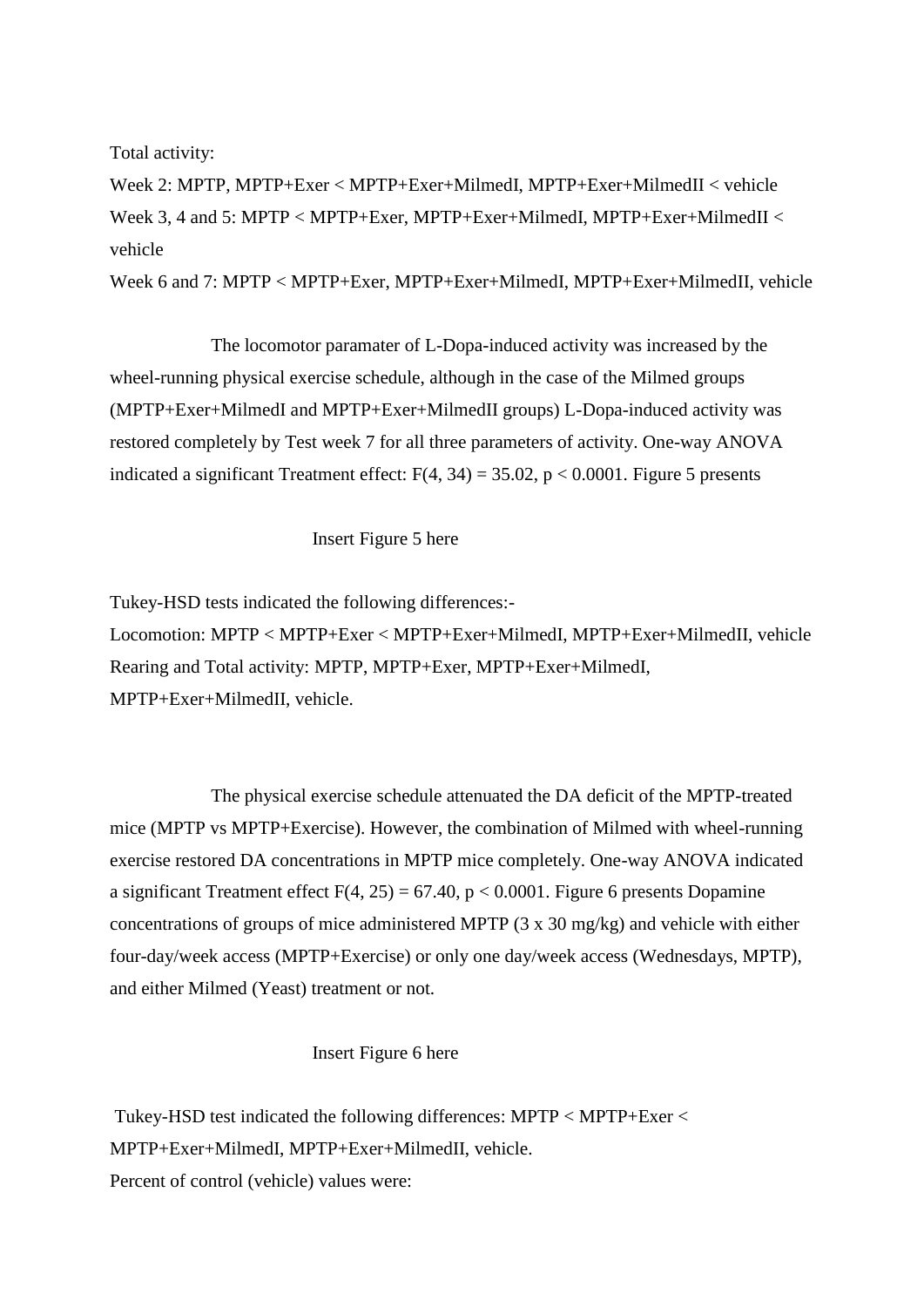Total activity:

Week 2: MPTP, MPTP+Exer < MPTP+Exer+MilmedI, MPTP+Exer+MilmedII < vehicle

Week 3, 4 and 5: MPTP < MPTP+Exer, MPTP+Exer+MilmedI, MPTP+Exer+MilmedII < vehicle

Week 6 and 7: MPTP < MPTP+Exer, MPTP+Exer+MilmedI, MPTP+Exer+MilmedII, vehicle

The locomotor paramater of L-Dopa-induced activity was increased by the wheel-running physical exercise schedule, although in the case of the Milmed groups (MPTP+Exer+MilmedI and MPTP+Exer+MilmedII groups) L-Dopa-induced activity was restored completely by Test week 7 for all three parameters of activity. One-way ANOVA indicated a significant Treatment effect: $F(4, 34) = 35.02$, $p < 0.0001$. Figure 5 presents

Insert Figure 5 here

Tukey-HSD tests indicated the following differences:-

Locomotion: MPTP < MPTP+Exer < MPTP+Exer+MilmedI, MPTP+Exer+MilmedII, vehicle

Rearing and Total activity: MPTP, MPTP+Exer, MPTP+Exer+MilmedI, MPTP+Exer+MilmedII, vehicle.

The physical exercise schedule attenuated the DA deficit of the MPTP-treated mice (MPTP vs MPTP+Exercise). However, the combination of Milmed with wheel-running exercise restored DA concentrations in MPTP mice completely. One-way ANOVA indicated a significant Treatment effect $F(4, 25) = 67.40$, $p < 0.0001$. Figure 6 presents Dopamine concentrations of groups of mice administered MPTP (3 x 30 mg/kg) and vehicle with either four-day/week access (MPTP+Exercise) or only one day/week access (Wednesdays, MPTP), and either Milmed (Yeast) treatment or not.

Insert Figure 6 here

Tukey-HSD test indicated the following differences: MPTP < MPTP+Exer < MPTP+Exer+MilmedI, MPTP+Exer+MilmedII, vehicle.

Percent of control (vehicle) values were: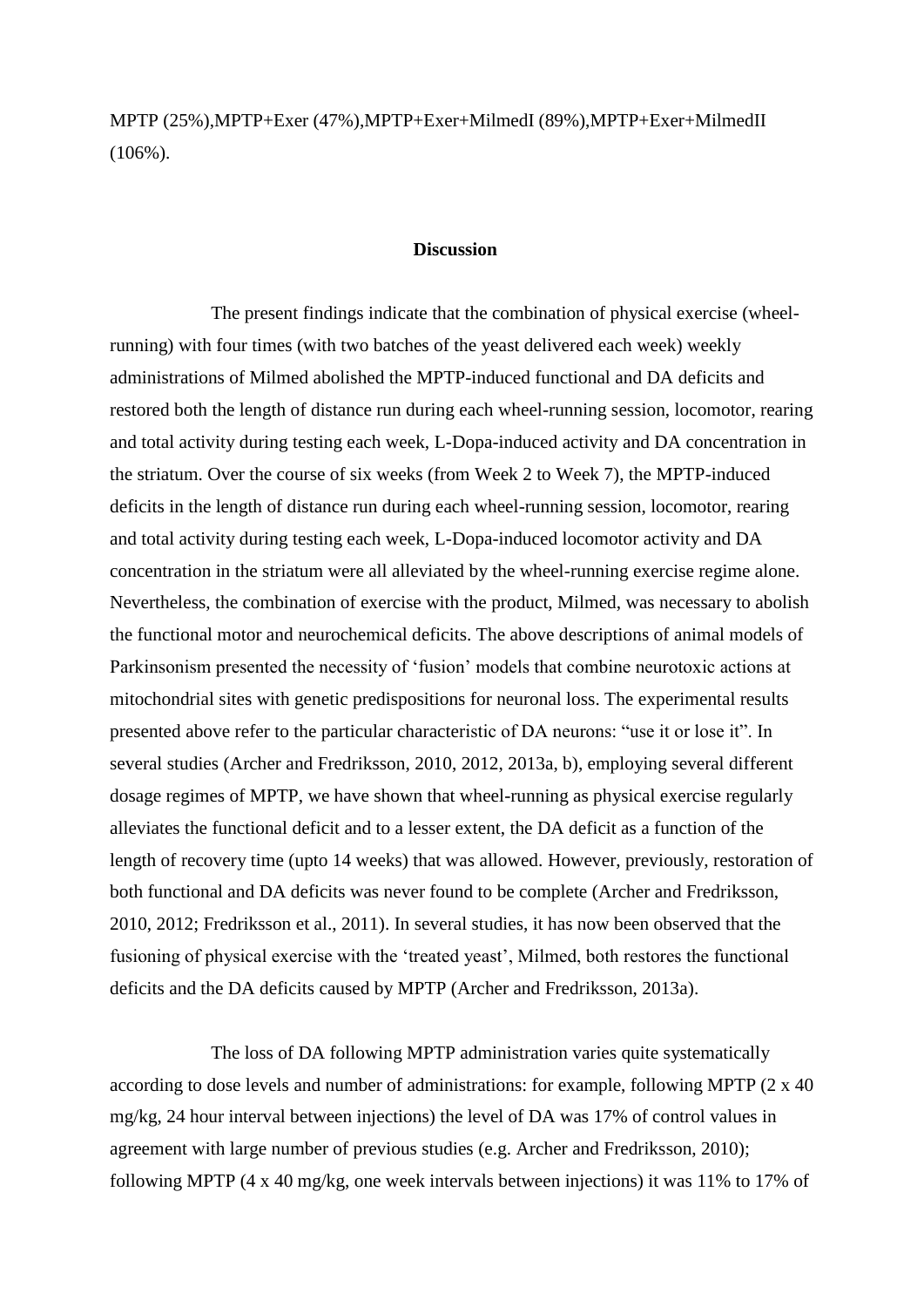MPTP (25%),MPTP+Exer (47%),MPTP+Exer+MilmedI (89%),MPTP+Exer+MilmedII (106%).

## Discussion

The present findings indicate that the combination of physical exercise (wheel-running) with four times (with two batches of the yeast delivered each week) weekly administrations of Milmed abolished the MPTP-induced functional and DA deficits and restored both the length of distance run during each wheel-running session, locomotor, rearing and total activity during testing each week, L-Dopa-induced activity and DA concentration in the striatum. Over the course of six weeks (from Week 2 to Week 7), the MPTP-induced deficits in the length of distance run during each wheel-running session, locomotor, rearing and total activity during testing each week, L-Dopa-induced locomotor activity and DA concentration in the striatum were all alleviated by the wheel-running exercise regime alone. Nevertheless, the combination of exercise with the product, Milmed, was necessary to abolish the functional motor and neurochemical deficits. The above descriptions of animal models of Parkinsonism presented the necessity of 'fusion' models that combine neurotoxic actions at mitochondrial sites with genetic predispositions for neuronal loss. The experimental results presented above refer to the particular characteristic of DA neurons: "use it or lose it". In several studies (Archer and Fredriksson, 2010, 2012, 2013a, b), employing several different dosage regimes of MPTP, we have shown that wheel-running as physical exercise regularly alleviates the functional deficit and to a lesser extent, the DA deficit as a function of the length of recovery time (upto 14 weeks) that was allowed. However, previously, restoration of both functional and DA deficits was never found to be complete (Archer and Fredriksson, 2010, 2012; Fredriksson et al., 2011). In several studies, it has now been observed that the fusioning of physical exercise with the 'treated yeast', Milmed, both restores the functional deficits and the DA deficits caused by MPTP (Archer and Fredriksson, 2013a).

The loss of DA following MPTP administration varies quite systematically according to dose levels and number of administrations: for example, following MPTP (2 x 40 mg/kg, 24 hour interval between injections) the level of DA was 17% of control values in agreement with large number of previous studies (e.g. Archer and Fredriksson, 2010); following MPTP (4 x 40 mg/kg, one week intervals between injections) it was 11% to 17% of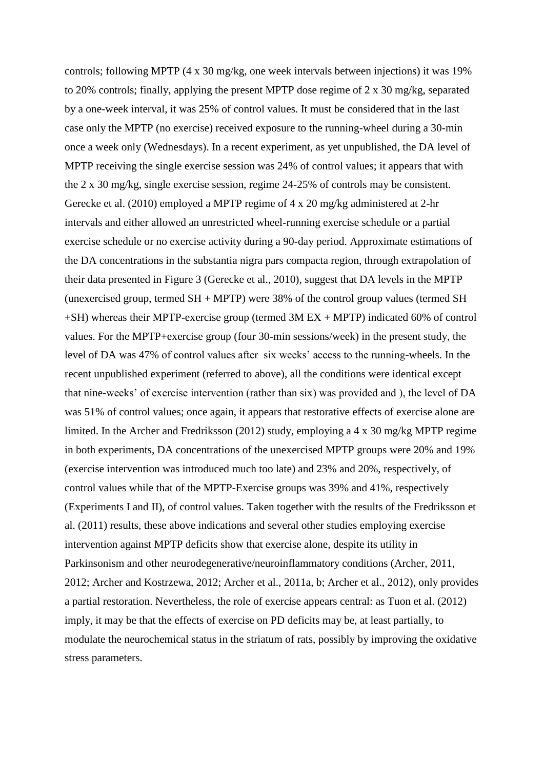controls; following MPTP (4 x 30 mg/kg, one week intervals between injections) it was 19% to 20% controls; finally, applying the present MPTP dose regime of 2 x 30 mg/kg, separated by a one-week interval, it was 25% of control values. It must be considered that in the last case only the MPTP (no exercise) received exposure to the running-wheel during a 30-min once a week only (Wednesdays). In a recent experiment, as yet unpublished, the DA level of MPTP receiving the single exercise session was 24% of control values; it appears that with the 2 x 30 mg/kg, single exercise session, regime 24-25% of controls may be consistent. Gerecke et al. (2010) employed a MPTP regime of 4 x 20 mg/kg administered at 2-hr intervals and either allowed an unrestricted wheel-running exercise schedule or a partial exercise schedule or no exercise activity during a 90-day period. Approximate estimations of the DA concentrations in the substantia nigra pars compacta region, through extrapolation of their data presented in Figure 3 (Gerecke et al., 2010), suggest that DA levels in the MPTP (unexercised group, termed SH + MPTP) were 38% of the control group values (termed SH +SH) whereas their MPTP-exercise group (termed 3M EX + MPTP) indicated 60% of control values. For the MPTP+exercise group (four 30-min sessions/week) in the present study, the level of DA was 47% of control values after six weeks' access to the running-wheels. In the recent unpublished experiment (referred to above), all the conditions were identical except that nine-weeks' of exercise intervention (rather than six) was provided and ), the level of DA was 51% of control values; once again, it appears that restorative effects of exercise alone are limited. In the Archer and Fredriksson (2012) study, employing a 4 x 30 mg/kg MPTP regime in both experiments, DA concentrations of the unexercised MPTP groups were 20% and 19% (exercise intervention was introduced much too late) and 23% and 20%, respectively, of control values while that of the MPTP-Exercise groups was 39% and 41%, respectively (Experiments I and II), of control values. Taken together with the results of the Fredriksson et al. (2011) results, these above indications and several other studies employing exercise intervention against MPTP deficits show that exercise alone, despite its utility in Parkinsonism and other neurodegenerative/neuroinflammatory conditions (Archer, 2011, 2012; Archer and Kostrzewa, 2012; Archer et al., 2011a, b; Archer et al., 2012), only provides a partial restoration. Nevertheless, the role of exercise appears central: as Tuon et al. (2012) imply, it may be that the effects of exercise on PD deficits may be, at least partially, to modulate the neurochemical status in the striatum of rats, possibly by improving the oxidative stress parameters.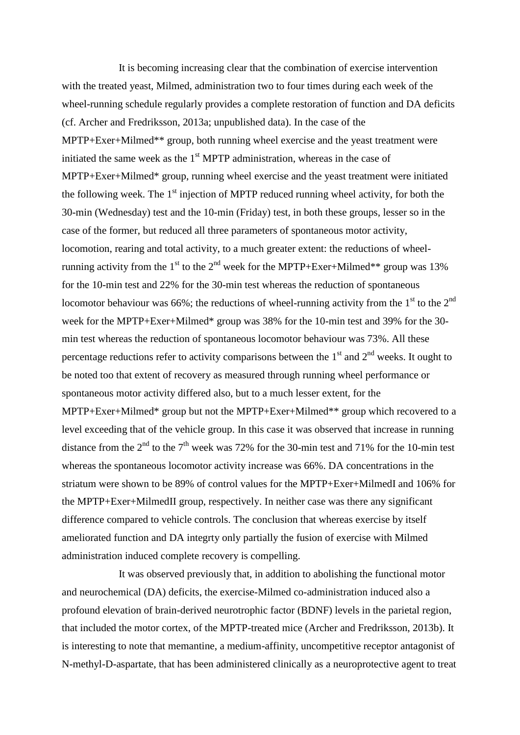It is becoming increasing clear that the combination of exercise intervention with the treated yeast, Milmed, administration two to four times during each week of the wheel-running schedule regularly provides a complete restoration of function and DA deficits (cf. Archer and Fredriksson, 2013a; unpublished data). In the case of the MPTP+Exer+Milmed** group, both running wheel exercise and the yeast treatment were initiated the same week as the 1st MPTP administration, whereas in the case of MPTP+Exer+Milmed* group, running wheel exercise and the yeast treatment were initiated the following week. The 1st injection of MPTP reduced running wheel activity, for both the 30-min (Wednesday) test and the 10-min (Friday) test, in both these groups, lesser so in the case of the former, but reduced all three parameters of spontaneous motor activity, locomotion, rearing and total activity, to a much greater extent: the reductions of wheel-running activity from the 1st to the 2nd week for the MPTP+Exer+Milmed** group was 13% for the 10-min test and 22% for the 30-min test whereas the reduction of spontaneous locomotor behaviour was 66%; the reductions of wheel-running activity from the 1st to the 2nd week for the MPTP+Exer+Milmed* group was 38% for the 10-min test and 39% for the 30-min test whereas the reduction of spontaneous locomotor behaviour was 73%. All these percentage reductions refer to activity comparisons between the 1st and 2nd weeks. It ought to be noted too that extent of recovery as measured through running wheel performance or spontaneous motor activity differed also, but to a much lesser extent, for the MPTP+Exer+Milmed* group but not the MPTP+Exer+Milmed** group which recovered to a level exceeding that of the vehicle group. In this case it was observed that increase in running distance from the 2nd to the 7th week was 72% for the 30-min test and 71% for the 10-min test whereas the spontaneous locomotor activity increase was 66%. DA concentrations in the striatum were shown to be 89% of control values for the MPTP+Exer+MilmedI and 106% for the MPTP+Exer+MilmedII group, respectively. In neither case was there any significant difference compared to vehicle controls. The conclusion that whereas exercise by itself ameliorated function and DA integrty only partially the fusion of exercise with Milmed administration induced complete recovery is compelling.

It was observed previously that, in addition to abolishing the functional motor and neurochemical (DA) deficits, the exercise-Milmed co-administration induced also a profound elevation of brain-derived neurotrophic factor (BDNF) levels in the parietal region, that included the motor cortex, of the MPTP-treated mice (Archer and Fredriksson, 2013b). It is interesting to note that memantine, a medium-affinity, uncompetitive receptor antagonist of N-methyl-D-aspartate, that has been administered clinically as a neuroprotective agent to treat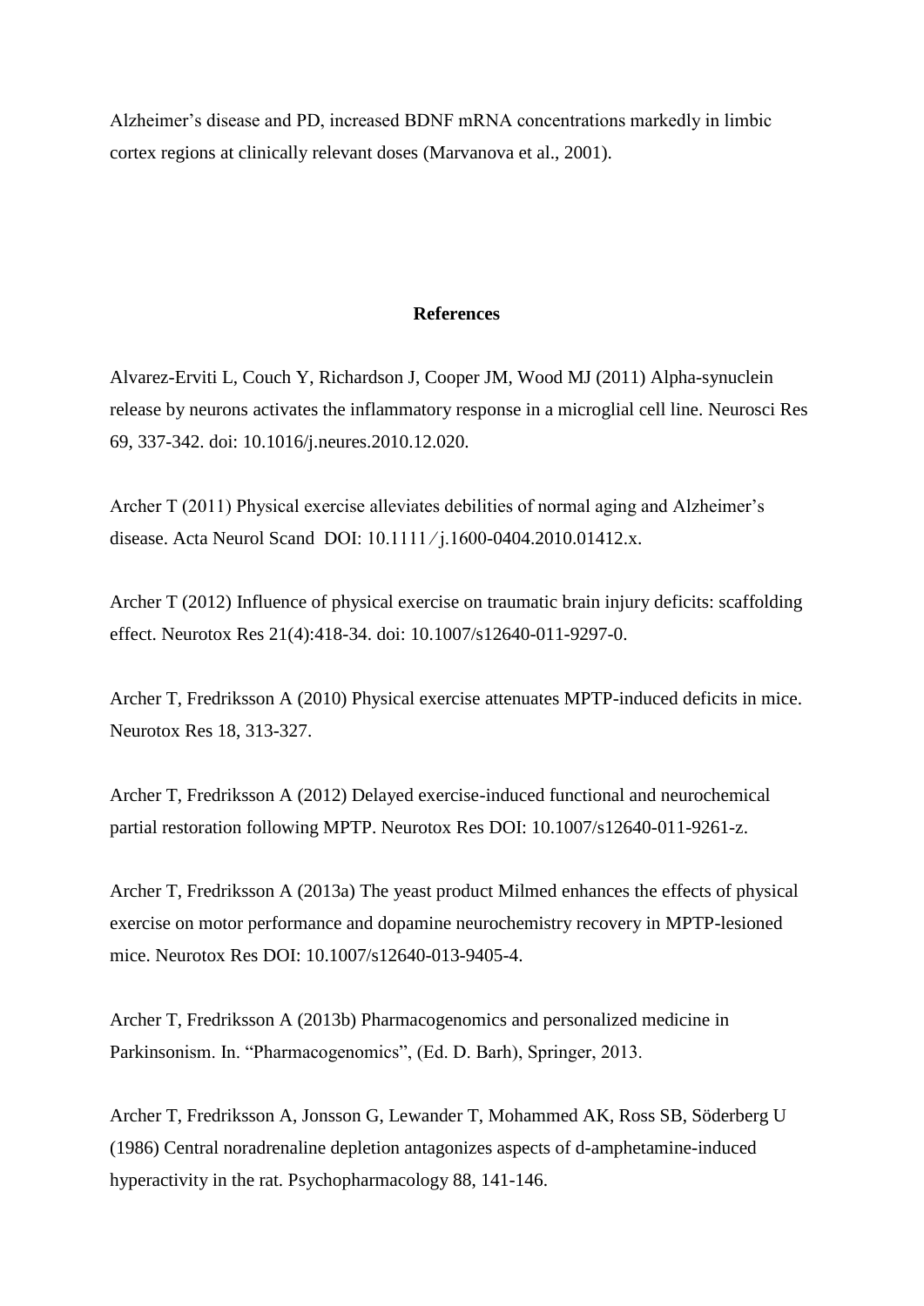Alzheimer’s disease and PD, increased BDNF mRNA concentrations markedly in limbic cortex regions at clinically relevant doses (Marvanova et al., 2001).

## References

Alvarez-Erviti L, Couch Y, Richardson J, Cooper JM, Wood MJ (2011) Alpha-synuclein release by neurons activates the inflammatory response in a microglial cell line. Neurosci Res 69, 337-342. doi: 10.1016/j.neures.2010.12.020.

Archer T (2011) Physical exercise alleviates debilities of normal aging and Alzheimer’s disease. Acta Neurol Scand DOI: 10.1111/j.1600-0404.2010.01412.x.

Archer T (2012) Influence of physical exercise on traumatic brain injury deficits: scaffolding effect. Neurotox Res 21(4):418-34. doi: 10.1007/s12640-011-9297-0.

Archer T, Fredriksson A (2010) Physical exercise attenuates MPTP-induced deficits in mice. Neurotox Res 18, 313-327.

Archer T, Fredriksson A (2012) Delayed exercise-induced functional and neurochemical partial restoration following MPTP. Neurotox Res DOI: 10.1007/s12640-011-9261-z.

Archer T, Fredriksson A (2013a) The yeast product Milmed enhances the effects of physical exercise on motor performance and dopamine neurochemistry recovery in MPTP-lesioned mice. Neurotox Res DOI: 10.1007/s12640-013-9405-4.

Archer T, Fredriksson A (2013b) Pharmacogenomics and personalized medicine in Parkinsonism. In. “Pharmacogenomics”, (Ed. D. Barh), Springer, 2013.

Archer T, Fredriksson A, Jonsson G, Lewander T, Mohammed AK, Ross SB, Söderberg U (1986) Central noradrenaline depletion antagonizes aspects of d-amphetamine-induced hyperactivity in the rat. Psychopharmacology 88, 141-146.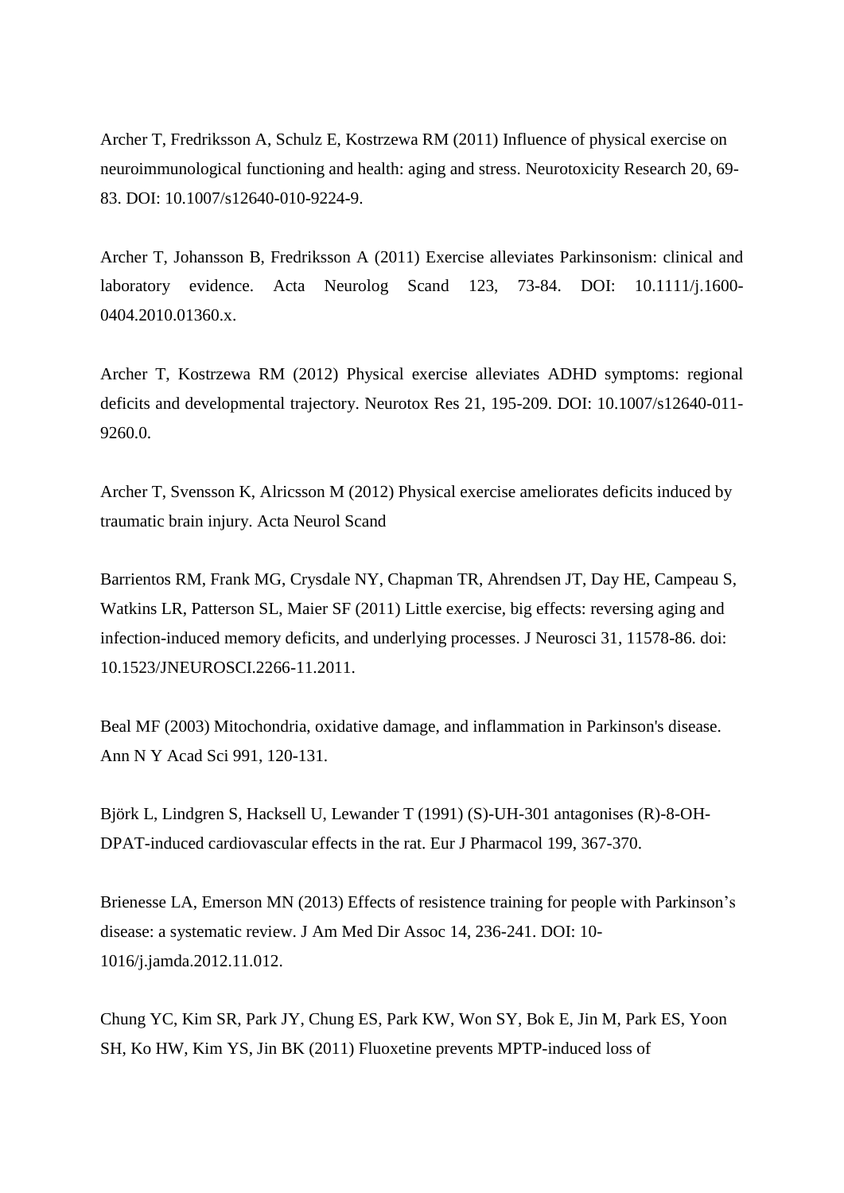Archer T, Fredriksson A, Schulz E, Kostrzewa RM (2011) Influence of physical exercise on neuroimmunological functioning and health: aging and stress. Neurotoxicity Research 20, 69-83. DOI: 10.1007/s12640-010-9224-9.

Archer T, Johansson B, Fredriksson A (2011) Exercise alleviates Parkinsonism: clinical and laboratory evidence. Acta Neurolog Scand 123, 73-84. DOI: 10.1111/j.1600-0404.2010.01360.x.

Archer T, Kostrzewa RM (2012) Physical exercise alleviates ADHD symptoms: regional deficits and developmental trajectory. Neurotox Res 21, 195-209. DOI: 10.1007/s12640-011-9260.0.

Archer T, Svensson K, Alricsson M (2012) Physical exercise ameliorates deficits induced by traumatic brain injury. Acta Neurol Scand

Barrientos RM, Frank MG, Crysdale NY, Chapman TR, Ahrendsen JT, Day HE, Campeau S, Watkins LR, Patterson SL, Maier SF (2011) Little exercise, big effects: reversing aging and infection-induced memory deficits, and underlying processes. J Neurosci 31, 11578-86. doi: 10.1523/JNEUROSCI.2266-11.2011.

Beal MF (2003) Mitochondria, oxidative damage, and inflammation in Parkinson's disease. Ann N Y Acad Sci 991, 120-131.

Björk L, Lindgren S, Hacksell U, Lewander T (1991) (S)-UH-301 antagonises (R)-8-OH-DPAT-induced cardiovascular effects in the rat. Eur J Pharmacol 199, 367-370.

Brienesse LA, Emerson MN (2013) Effects of resistence training for people with Parkinson's disease: a systematic review. J Am Med Dir Assoc 14, 236-241. DOI: 10-1016/j.jamda.2012.11.012.

Chung YC, Kim SR, Park JY, Chung ES, Park KW, Won SY, Bok E, Jin M, Park ES, Yoon SH, Ko HW, Kim YS, Jin BK (2011) Fluoxetine prevents MPTP-induced loss of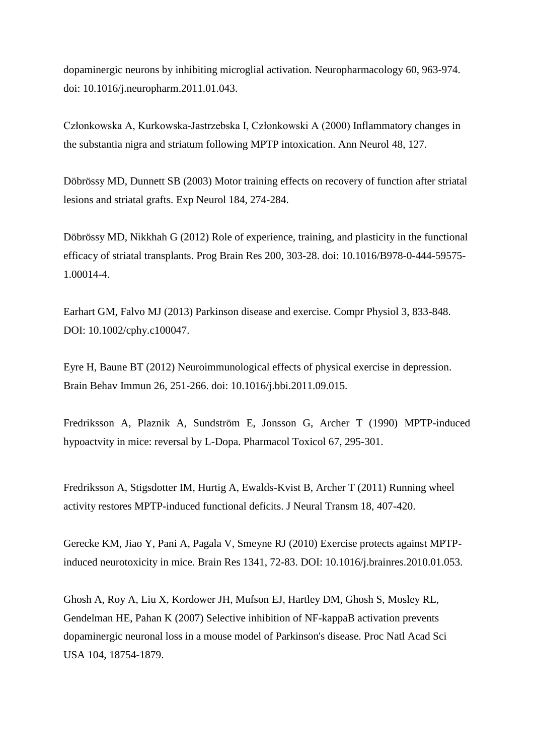dopaminergic neurons by inhibiting microglial activation. Neuropharmacology 60, 963-974. doi: 10.1016/j.neuropharm.2011.01.043.

Członkowska A, Kurkowska-Jastrzebska I, Członkowski A (2000) Inflammatory changes in the substantia nigra and striatum following MPTP intoxication. Ann Neurol 48, 127.

Döbrössy MD, Dunnett SB (2003) Motor training effects on recovery of function after striatal lesions and striatal grafts. Exp Neurol 184, 274-284.

Döbrössy MD, Nikkhah G (2012) Role of experience, training, and plasticity in the functional efficacy of striatal transplants. Prog Brain Res 200, 303-28. doi: 10.1016/B978-0-444-59575-1.00014-4.

Earhart GM, Falvo MJ (2013) Parkinson disease and exercise. Compr Physiol 3, 833-848. DOI: 10.1002/cphy.c100047.

Eyre H, Baune BT (2012) Neuroimmunological effects of physical exercise in depression. Brain Behav Immun 26, 251-266. doi: 10.1016/j.bbi.2011.09.015.

Fredriksson A, Plaznik A, Sundström E, Jonsson G, Archer T (1990) MPTP-induced hypoactvity in mice: reversal by L-Dopa. Pharmacol Toxicol 67, 295-301.

Fredriksson A, Stigsdotter IM, Hurtig A, Ewalds-Kvist B, Archer T (2011) Running wheel activity restores MPTP-induced functional deficits. J Neural Transm 18, 407-420.

Gerecke KM, Jiao Y, Pani A, Pagala V, Smeyne RJ (2010) Exercise protects against MPTP-induced neurotoxicity in mice. Brain Res 1341, 72-83. DOI: 10.1016/j.brainres.2010.01.053.

Ghosh A, Roy A, Liu X, Kordower JH, Mufson EJ, Hartley DM, Ghosh S, Mosley RL, Gendelman HE, Pahan K (2007) Selective inhibition of NF-kappaB activation prevents dopaminergic neuronal loss in a mouse model of Parkinson's disease. Proc Natl Acad Sci USA 104, 18754-1879.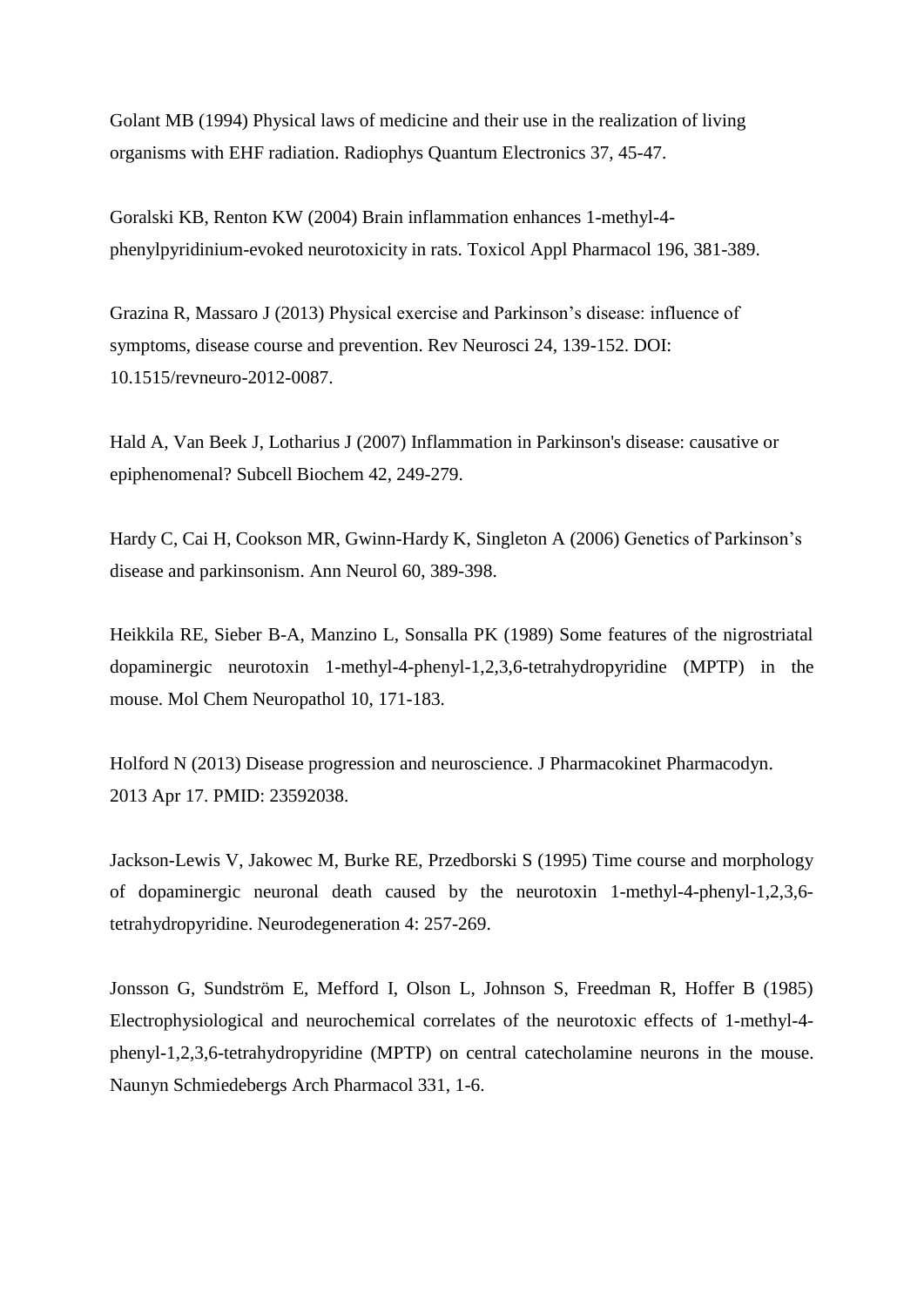Golant MB (1994) Physical laws of medicine and their use in the realization of living organisms with EHF radiation. Radiophys Quantum Electronics 37, 45-47.

Goralski KB, Renton KW (2004) Brain inflammation enhances 1-methyl-4-phenylpyridinium-evoked neurotoxicity in rats. Toxicol Appl Pharmacol 196, 381-389.

Grazina R, Massaro J (2013) Physical exercise and Parkinson's disease: influence of symptoms, disease course and prevention. Rev Neurosci 24, 139-152. DOI: 10.1515/revneuro-2012-0087.

Hald A, Van Beek J, Lotharius J (2007) Inflammation in Parkinson's disease: causative or epiphenomenal? Subcell Biochem 42, 249-279.

Hardy C, Cai H, Cookson MR, Gwinn-Hardy K, Singleton A (2006) Genetics of Parkinson's disease and parkinsonism. Ann Neurol 60, 389-398.

Heikkila RE, Sieber B-A, Manzino L, Sonsalla PK (1989) Some features of the nigrostriatal dopaminergic neurotoxin 1-methyl-4-phenyl-1,2,3,6-tetrahydropyridine (MPTP) in the mouse. Mol Chem Neuropathol 10, 171-183.

Holford N (2013) Disease progression and neuroscience. J Pharmacokinet Pharmacodyn. 2013 Apr 17. PMID: 23592038.

Jackson-Lewis V, Jakowec M, Burke RE, Przedborski S (1995) Time course and morphology of dopaminergic neuronal death caused by the neurotoxin 1-methyl-4-phenyl-1,2,3,6-tetrahydropyridine. Neurodegeneration 4: 257-269.

Jonsson G, Sundström E, Mefford I, Olson L, Johnson S, Freedman R, Hoffer B (1985) Electrophysiological and neurochemical correlates of the neurotoxic effects of 1-methyl-4-phenyl-1,2,3,6-tetrahydropyridine (MPTP) on central catecholamine neurons in the mouse. Naunyn Schmiedebergs Arch Pharmacol 331, 1-6.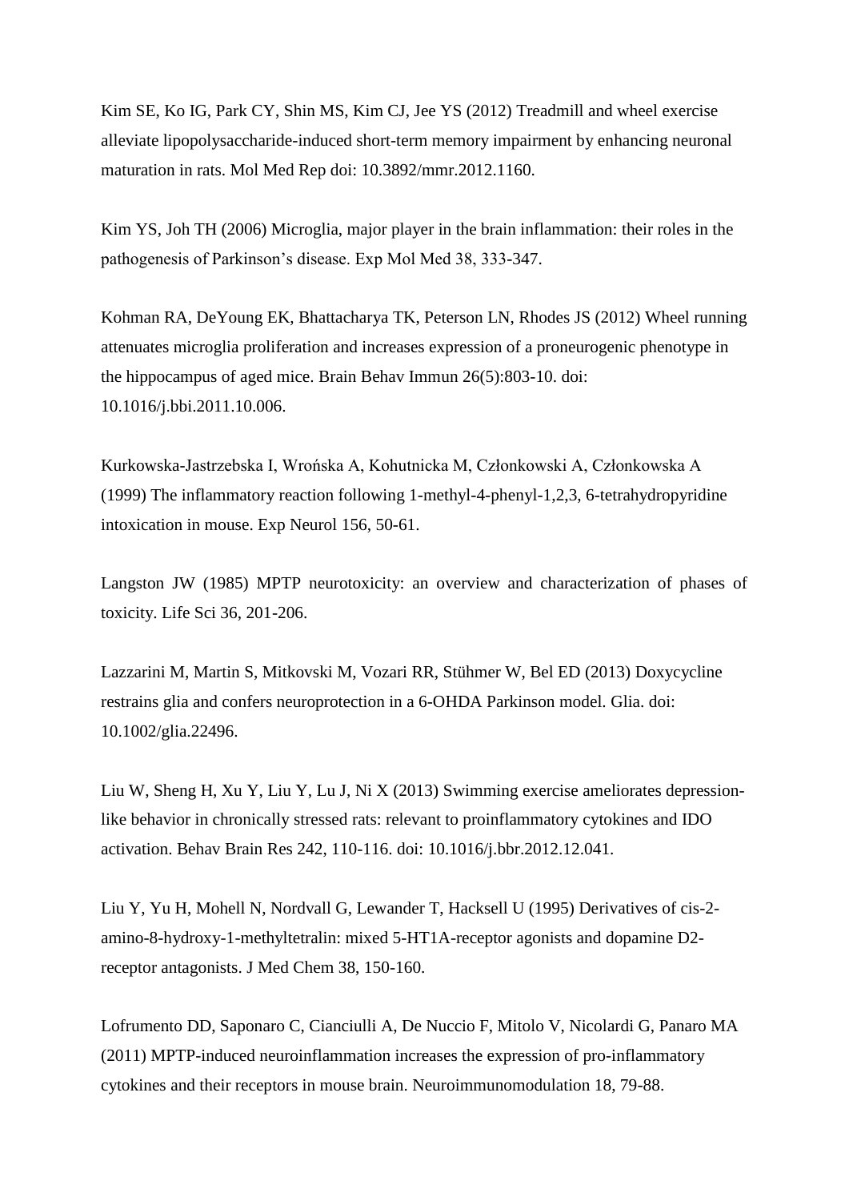Kim SE, Ko IG, Park CY, Shin MS, Kim CJ, Jee YS (2012) Treadmill and wheel exercise alleviate lipopolysaccharide-induced short-term memory impairment by enhancing neuronal maturation in rats. Mol Med Rep doi: 10.3892/mmr.2012.1160.

Kim YS, Joh TH (2006) Microglia, major player in the brain inflammation: their roles in the pathogenesis of Parkinson's disease. Exp Mol Med 38, 333-347.

Kohman RA, DeYoung EK, Bhattacharya TK, Peterson LN, Rhodes JS (2012) Wheel running attenuates microglia proliferation and increases expression of a proneurogenic phenotype in the hippocampus of aged mice. Brain Behav Immun 26(5):803-10. doi: 10.1016/j.bbi.2011.10.006.

Kurkowska-Jastrzebska I, Wrońska A, Kohutnicka M, Członkowski A, Członkowska A (1999) The inflammatory reaction following 1-methyl-4-phenyl-1,2,3, 6-tetrahydropyridine intoxication in mouse. Exp Neurol 156, 50-61.

Langston JW (1985) MPTP neurotoxicity: an overview and characterization of phases of toxicity. Life Sci 36, 201-206.

Lazzarini M, Martin S, Mitkovski M, Vozari RR, Stühmer W, Bel ED (2013) Doxycycline restrains glia and confers neuroprotection in a 6-OHDA Parkinson model. Glia. doi: 10.1002/glia.22496.

Liu W, Sheng H, Xu Y, Liu Y, Lu J, Ni X (2013) Swimming exercise ameliorates depression-like behavior in chronically stressed rats: relevant to proinflammatory cytokines and IDO activation. Behav Brain Res 242, 110-116. doi: 10.1016/j.bbr.2012.12.041.

Liu Y, Yu H, Mohell N, Nordvall G, Lewander T, Hacksell U (1995) Derivatives of cis-2-amino-8-hydroxy-1-methyltetralin: mixed 5-HT1A-receptor agonists and dopamine D2-receptor antagonists. J Med Chem 38, 150-160.

Lofrumento DD, Saponaro C, Cianciulli A, De Nuccio F, Mitolo V, Nicolardi G, Panaro MA (2011) MPTP-induced neuroinflammation increases the expression of pro-inflammatory cytokines and their receptors in mouse brain. Neuroimmunomodulation 18, 79-88.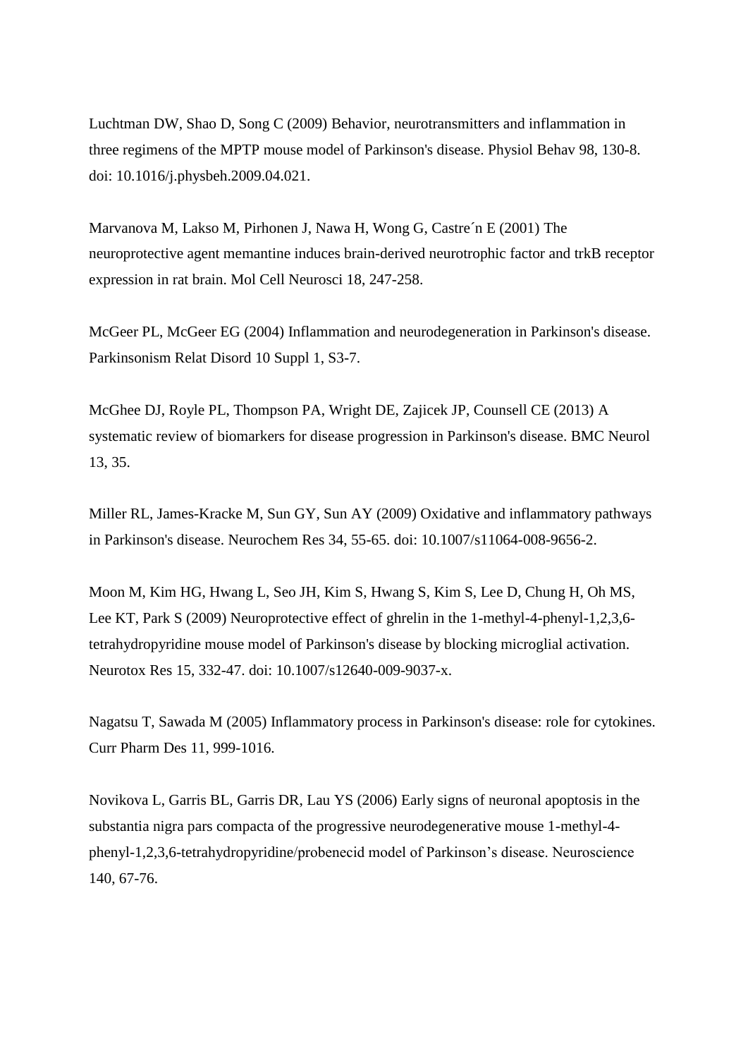Luchtman DW, Shao D, Song C (2009) Behavior, neurotransmitters and inflammation in three regimens of the MPTP mouse model of Parkinson's disease. Physiol Behav 98, 130-8. doi: 10.1016/j.physbeh.2009.04.021.

Marvanova M, Lakso M, Pirhonen J, Nawa H, Wong G, Castre´n E (2001) The neuroprotective agent memantine induces brain-derived neurotrophic factor and trkB receptor expression in rat brain. Mol Cell Neurosci 18, 247-258.

McGeer PL, McGeer EG (2004) Inflammation and neurodegeneration in Parkinson's disease. Parkinsonism Relat Disord 10 Suppl 1, S3-7.

McGhee DJ, Royle PL, Thompson PA, Wright DE, Zajicek JP, Counsell CE (2013) A systematic review of biomarkers for disease progression in Parkinson's disease. BMC Neurol 13, 35.

Miller RL, James-Kracke M, Sun GY, Sun AY (2009) Oxidative and inflammatory pathways in Parkinson's disease. Neurochem Res 34, 55-65. doi: 10.1007/s11064-008-9656-2.

Moon M, Kim HG, Hwang L, Seo JH, Kim S, Hwang S, Kim S, Lee D, Chung H, Oh MS, Lee KT, Park S (2009) Neuroprotective effect of ghrelin in the 1-methyl-4-phenyl-1,2,3,6-tetrahydropyridine mouse model of Parkinson's disease by blocking microglial activation. Neurotox Res 15, 332-47. doi: 10.1007/s12640-009-9037-x.

Nagatsu T, Sawada M (2005) Inflammatory process in Parkinson's disease: role for cytokines. Curr Pharm Des 11, 999-1016.

Novikova L, Garris BL, Garris DR, Lau YS (2006) Early signs of neuronal apoptosis in the substantia nigra pars compacta of the progressive neurodegenerative mouse 1-methyl-4-phenyl-1,2,3,6-tetrahydropyridine/probenecid model of Parkinson’s disease. Neuroscience 140, 67-76.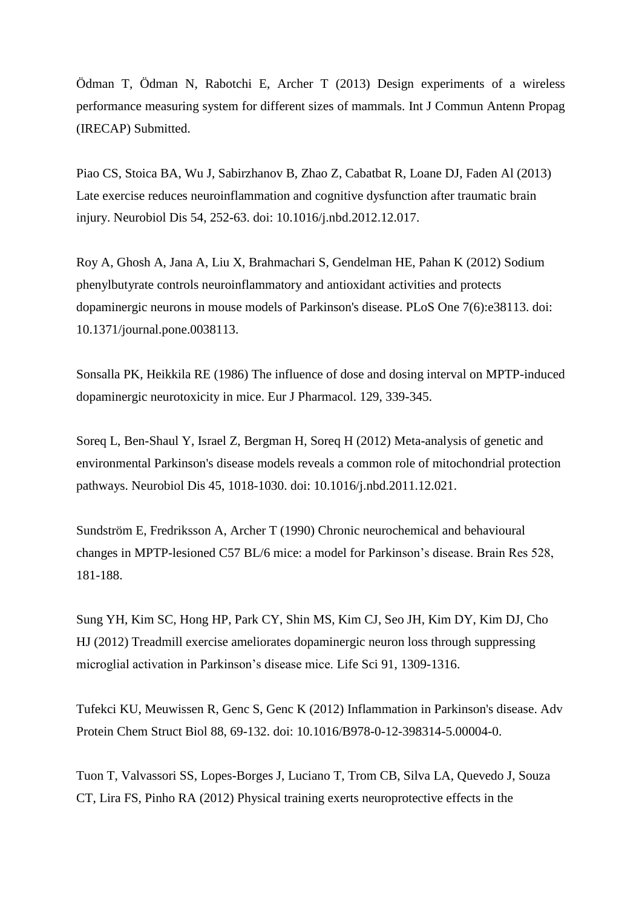Ödman T, Ödman N, Rabotchi E, Archer T (2013) Design experiments of a wireless performance measuring system for different sizes of mammals. Int J Commun Antenn Propag (IRECAP) Submitted.

Piao CS, Stoica BA, Wu J, Sabirzhanov B, Zhao Z, Cabatbat R, Loane DJ, Faden Al (2013) Late exercise reduces neuroinflammation and cognitive dysfunction after traumatic brain injury. Neurobiol Dis 54, 252-63. doi: 10.1016/j.nbd.2012.12.017.

Roy A, Ghosh A, Jana A, Liu X, Brahmachari S, Gendelman HE, Pahan K (2012) Sodium phenylbutyrate controls neuroinflammatory and antioxidant activities and protects dopaminergic neurons in mouse models of Parkinson's disease. PLoS One 7(6):e38113. doi: 10.1371/journal.pone.0038113.

Sonsalla PK, Heikkila RE (1986) The influence of dose and dosing interval on MPTP-induced dopaminergic neurotoxicity in mice. Eur J Pharmacol. 129, 339-345.

Soreq L, Ben-Shaul Y, Israel Z, Bergman H, Soreq H (2012) Meta-analysis of genetic and environmental Parkinson's disease models reveals a common role of mitochondrial protection pathways. Neurobiol Dis 45, 1018-1030. doi: 10.1016/j.nbd.2011.12.021.

Sundström E, Fredriksson A, Archer T (1990) Chronic neurochemical and behavioural changes in MPTP-lesioned C57 BL/6 mice: a model for Parkinson’s disease. Brain Res 528, 181-188.

Sung YH, Kim SC, Hong HP, Park CY, Shin MS, Kim CJ, Seo JH, Kim DY, Kim DJ, Cho HJ (2012) Treadmill exercise ameliorates dopaminergic neuron loss through suppressing microglial activation in Parkinson’s disease mice. Life Sci 91, 1309-1316.

Tufekci KU, Meuwissen R, Genc S, Genc K (2012) Inflammation in Parkinson's disease. Adv Protein Chem Struct Biol 88, 69-132. doi: 10.1016/B978-0-12-398314-5.00004-0.

Tuon T, Valvassori SS, Lopes-Borges J, Luciano T, Trom CB, Silva LA, Quevedo J, Souza CT, Lira FS, Pinho RA (2012) Physical training exerts neuroprotective effects in the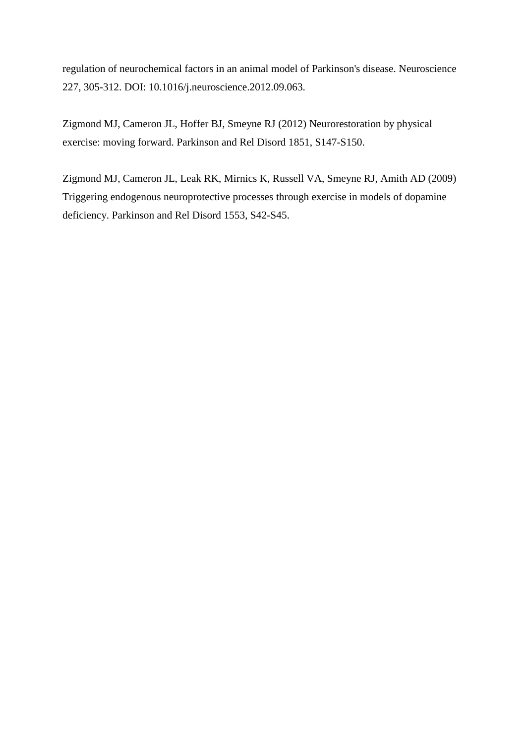regulation of neurochemical factors in an animal model of Parkinson's disease. Neuroscience 227, 305-312. DOI: 10.1016/j.neuroscience.2012.09.063.

Zigmond MJ, Cameron JL, Hoffer BJ, Smeyne RJ (2012) Neurorestoration by physical exercise: moving forward. Parkinson and Rel Disord 1851, S147-S150.

Zigmond MJ, Cameron JL, Leak RK, Mirnics K, Russell VA, Smeyne RJ, Amith AD (2009) Triggering endogenous neuroprotective processes through exercise in models of dopamine deficiency. Parkinson and Rel Disord 1553, S42-S45.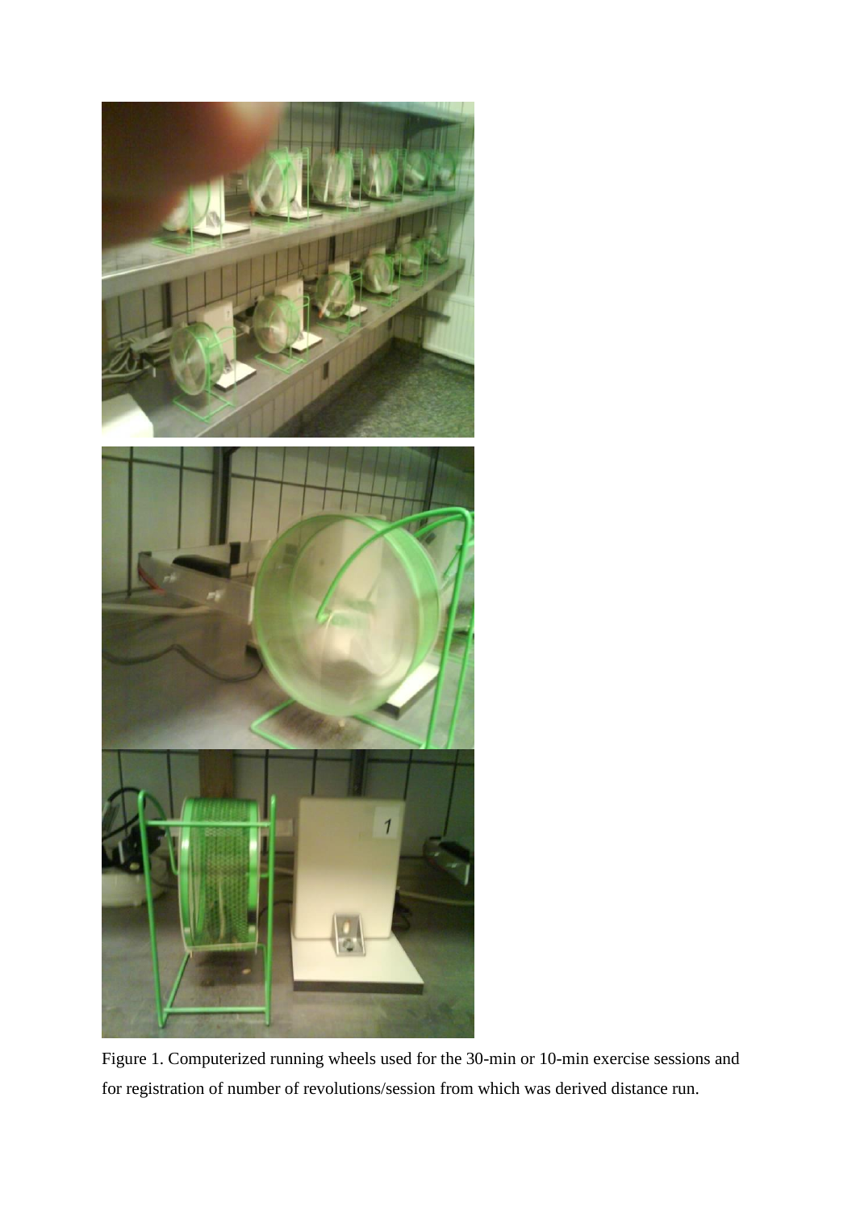Figure 1. Computerized running wheels used for the 30-min or 10-min exercise sessions and for registration of number of revolutions/session from which was derived distance run.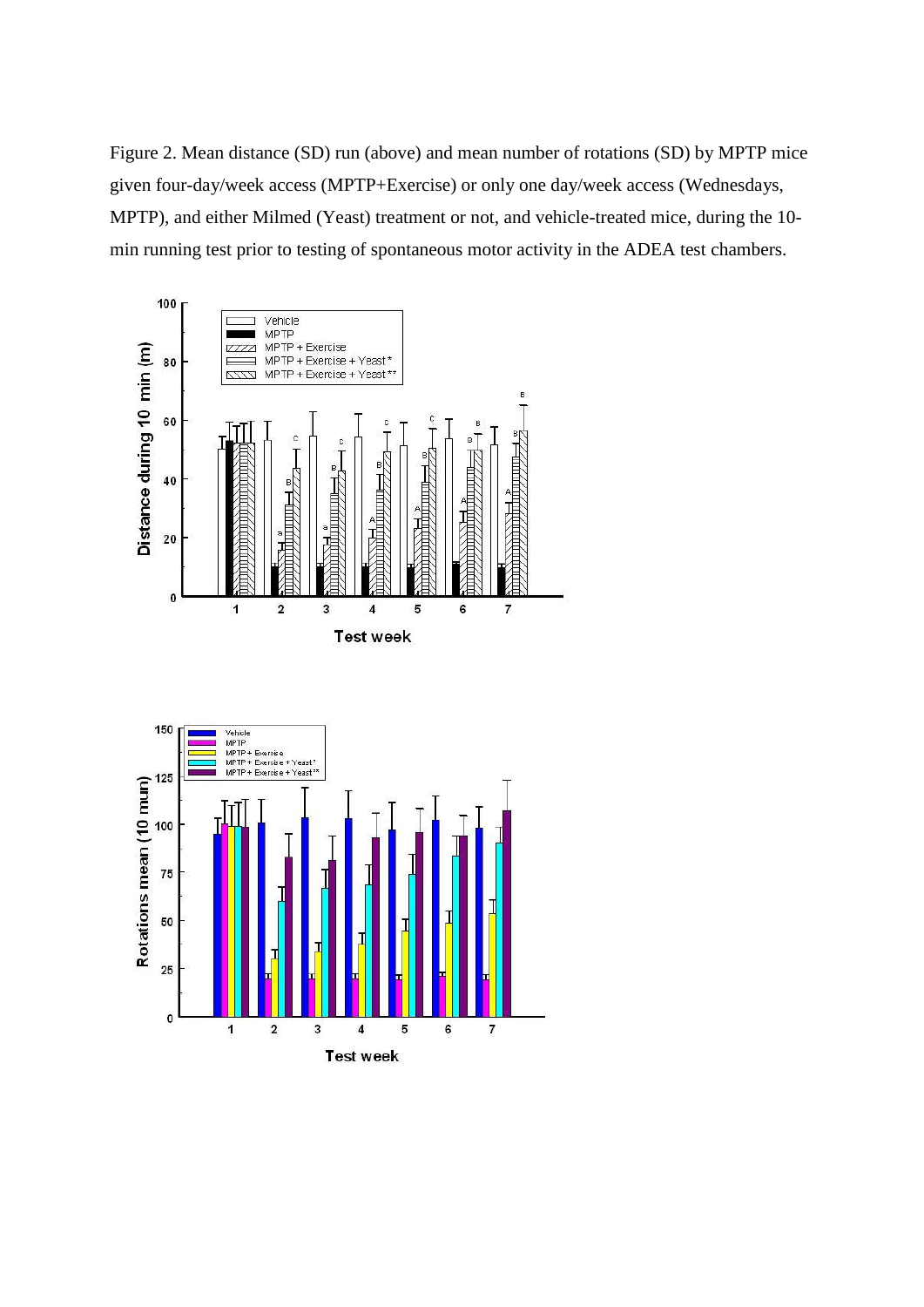Figure 2. Mean distance (SD) run (above) and mean number of rotations (SD) by MPTP mice given four-day/week access (MPTP+Exercise) or only one day/week access (Wednesdays, MPTP), and either Milmed (Yeast) treatment or not, and vehicle-treated mice, during the 10-min running test prior to testing of spontaneous motor activity in the ADEA test chambers.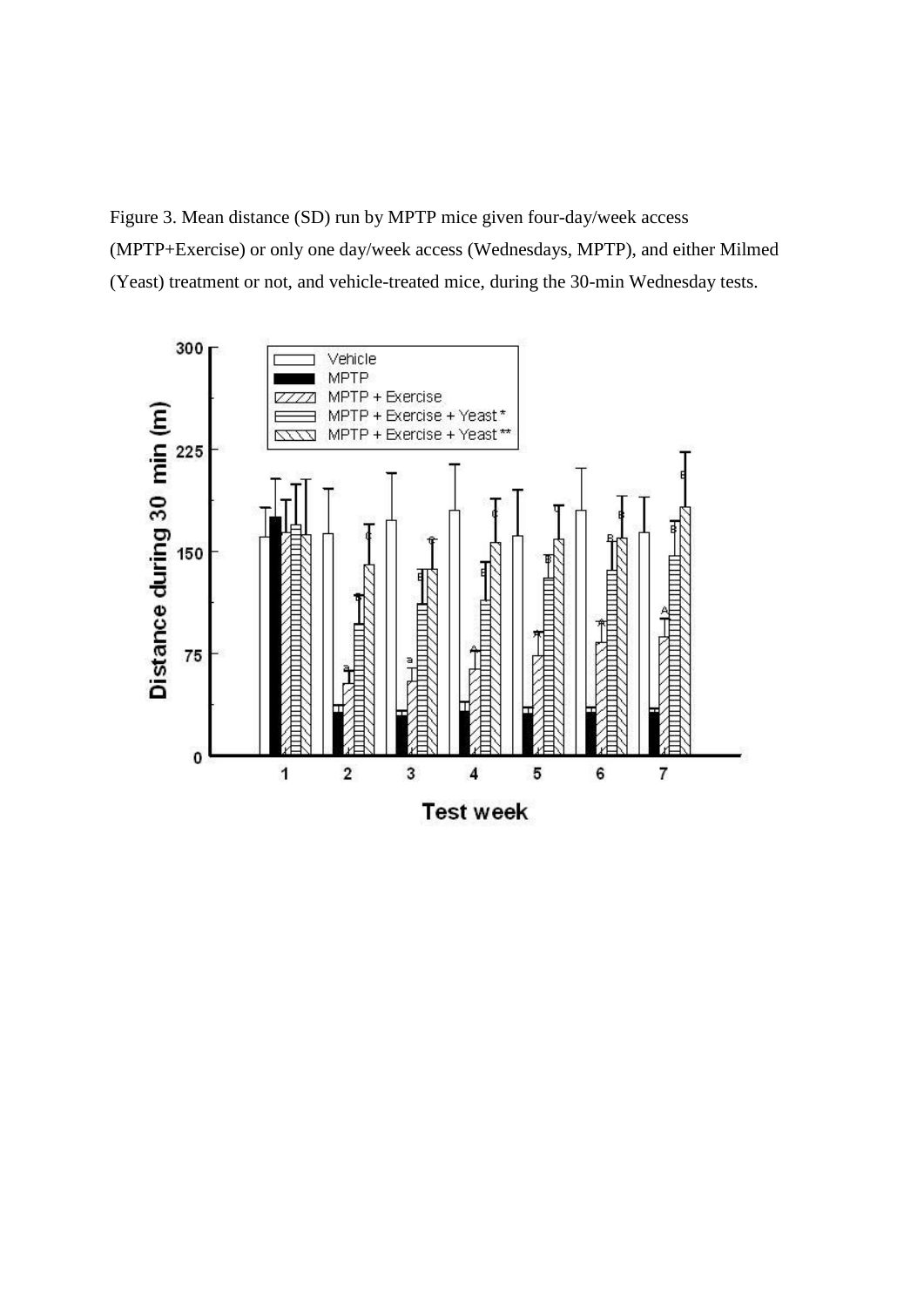Figure 3. Mean distance (SD) run by MPTP mice given four-day/week access (MPTP+Exercise) or only one day/week access (Wednesdays, MPTP), and either Milmed (Yeast) treatment or not, and vehicle-treated mice, during the 30-min Wednesday tests.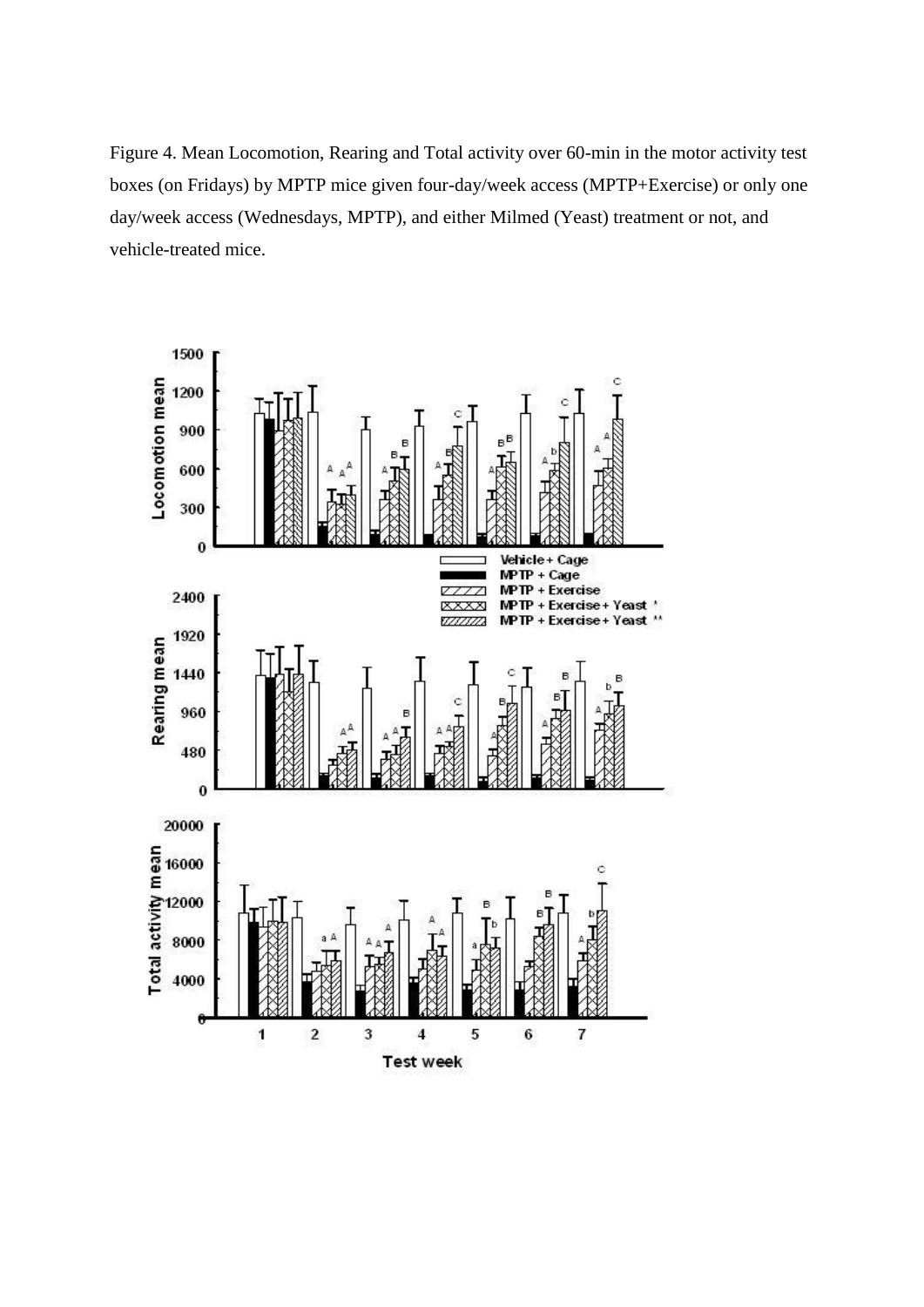Figure 4. Mean Locomotion, Rearing and Total activity over 60-min in the motor activity test boxes (on Fridays) by MPTP mice given four-day/week access (MPTP+Exercise) or only one day/week access (Wednesdays, MPTP), and either Milmed (Yeast) treatment or not, and vehicle-treated mice.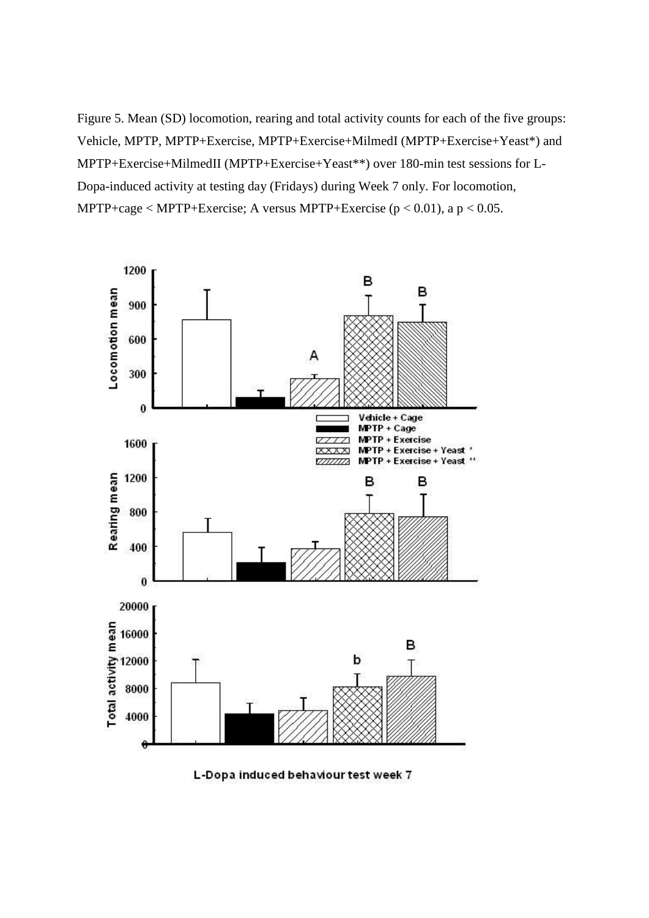Figure 5. Mean (SD) locomotion, rearing and total activity counts for each of the five groups: Vehicle, MPTP, MPTP+Exercise, MPTP+Exercise+MilmedI (MPTP+Exercise+Yeast*) and MPTP+Exercise+MilmedII (MPTP+Exercise+Yeast**) over 180-min test sessions for L-Dopa-induced activity at testing day (Fridays) during Week 7 only. For locomotion, MPTP+cage < MPTP+Exercise; A versus MPTP+Exercise ($p < 0.01$), a $p < 0.05$.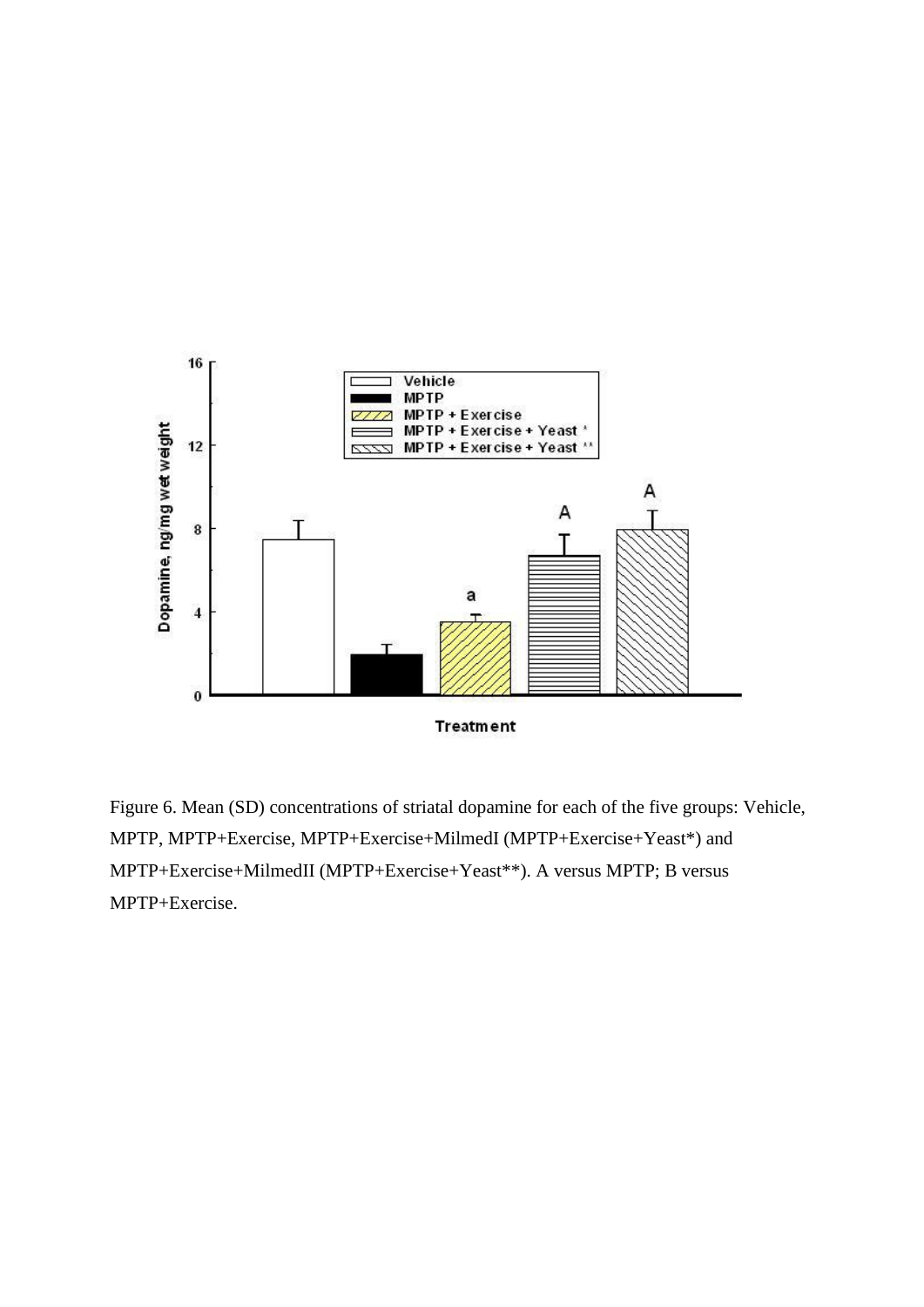16

12

8

4

0

Dopamine, ng/mg wet weight

Vehicle

MPTP

MPTP + Exercise

MPTP + Exercise + Yeast *

MPTP + Exercise + Yeast **

a

A

A

Treatment

Figure 6. Mean (SD) concentrations of striatal dopamine for each of the five groups: Vehicle, MPTP, MPTP+Exercise, MPTP+Exercise+MilmedI (MPTP+Exercise+Yeast*) and MPTP+Exercise+MilmedII (MPTP+Exercise+Yeast**). A versus MPTP; B versus MPTP+Exercise.